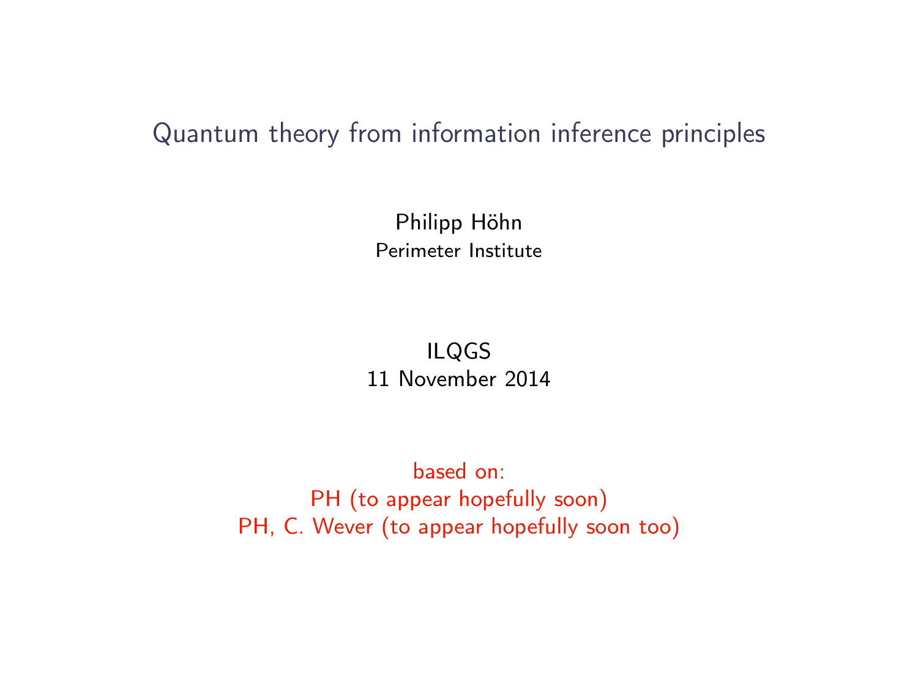# Quantum theory from information inference principles

Philipp Höhn
Perimeter Institute

ILQGS
11 November 2014

based on:
PH (to appear hopefully soon)
PH, C. Wever (to appear hopefully soon too)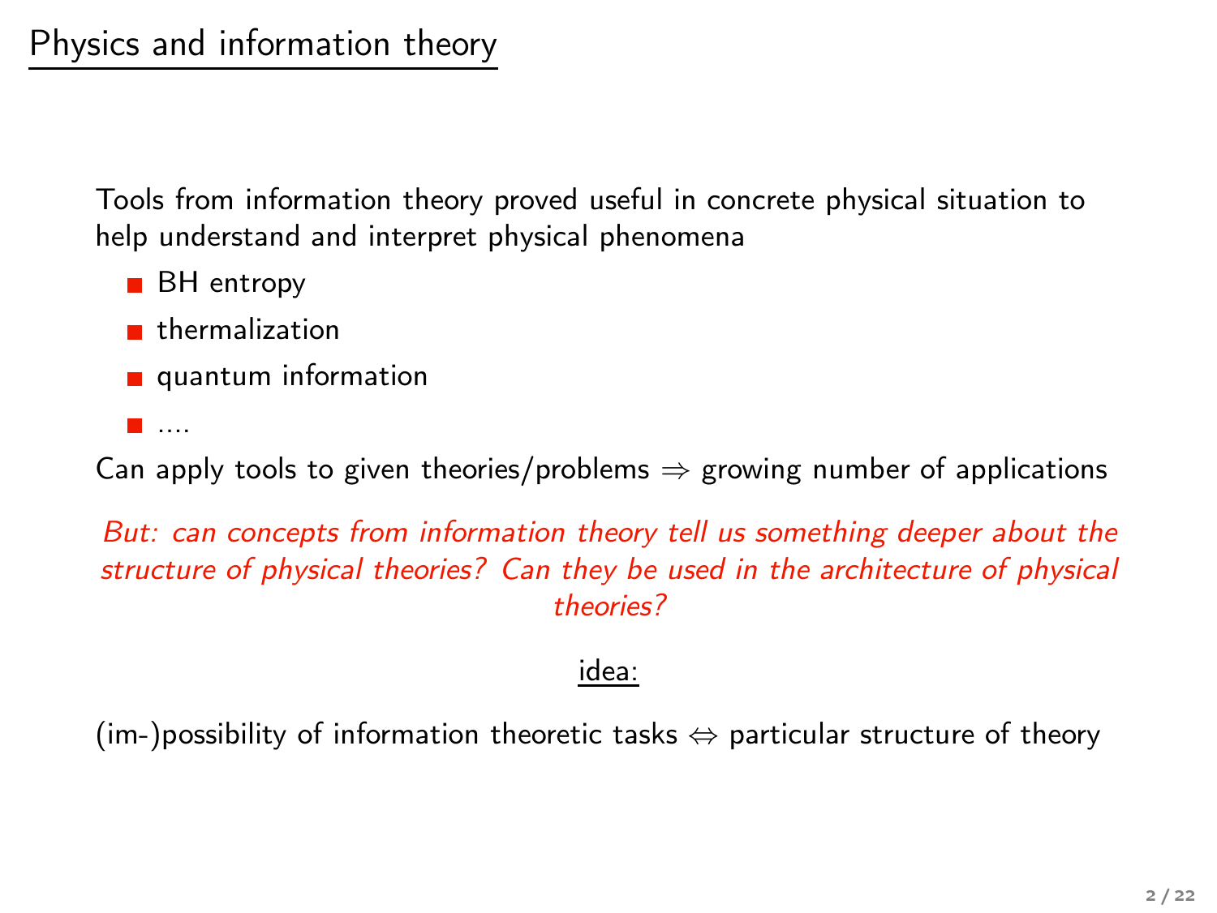# Physics and information theory

Tools from information theory proved useful in concrete physical situation to help understand and interpret physical phenomena

- BH entropy
- thermalization
- quantum information
- ....

Can apply tools to given theories/problems $\Rightarrow$ growing number of applications

*But: can concepts from information theory tell us something deeper about the structure of physical theories? Can they be used in the architecture of physical theories?*

idea:

(im-)possibility of information theoretic tasks $\Leftrightarrow$ particular structure of theory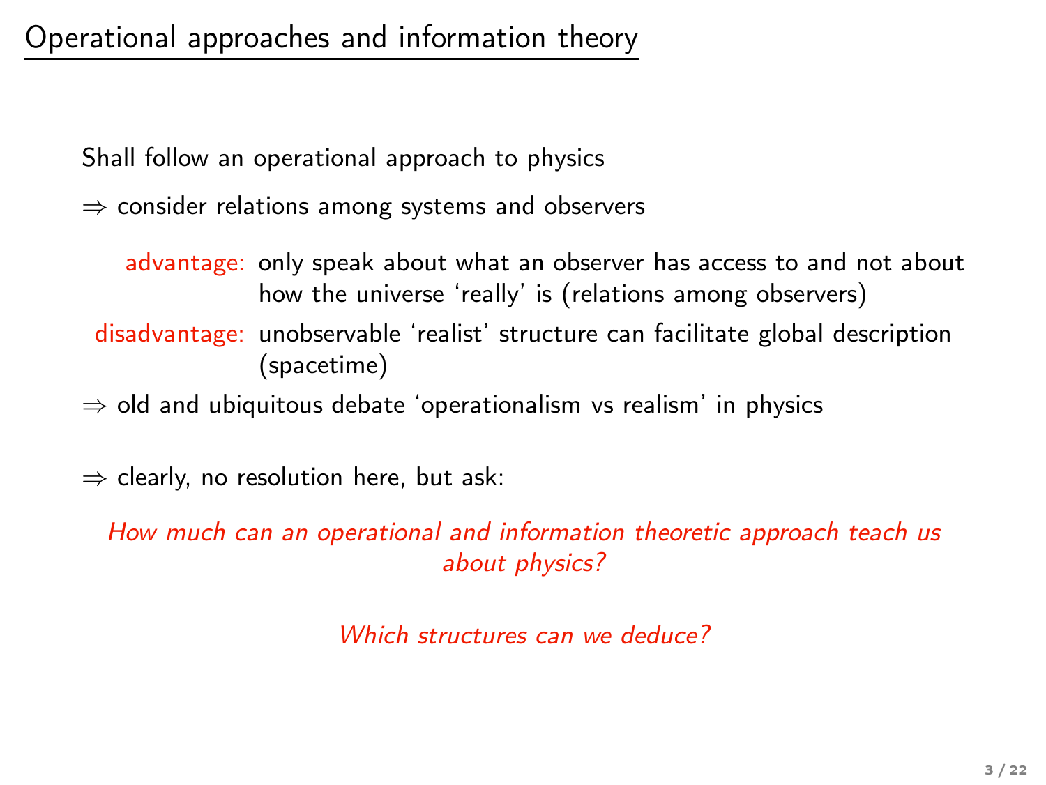# Operational approaches and information theory

Shall follow an operational approach to physics

$\Rightarrow$ consider relations among systems and observers

- advantage: only speak about what an observer has access to and not about how the universe 'really' is (relations among observers)
- disadvantage: unobservable 'realist' structure can facilitate global description (spacetime)

$\Rightarrow$ old and ubiquitous debate 'operationalism vs realism' in physics

$\Rightarrow$ clearly, no resolution here, but ask:

*How much can an operational and information theoretic approach teach us about physics?*

*Which structures can we deduce?*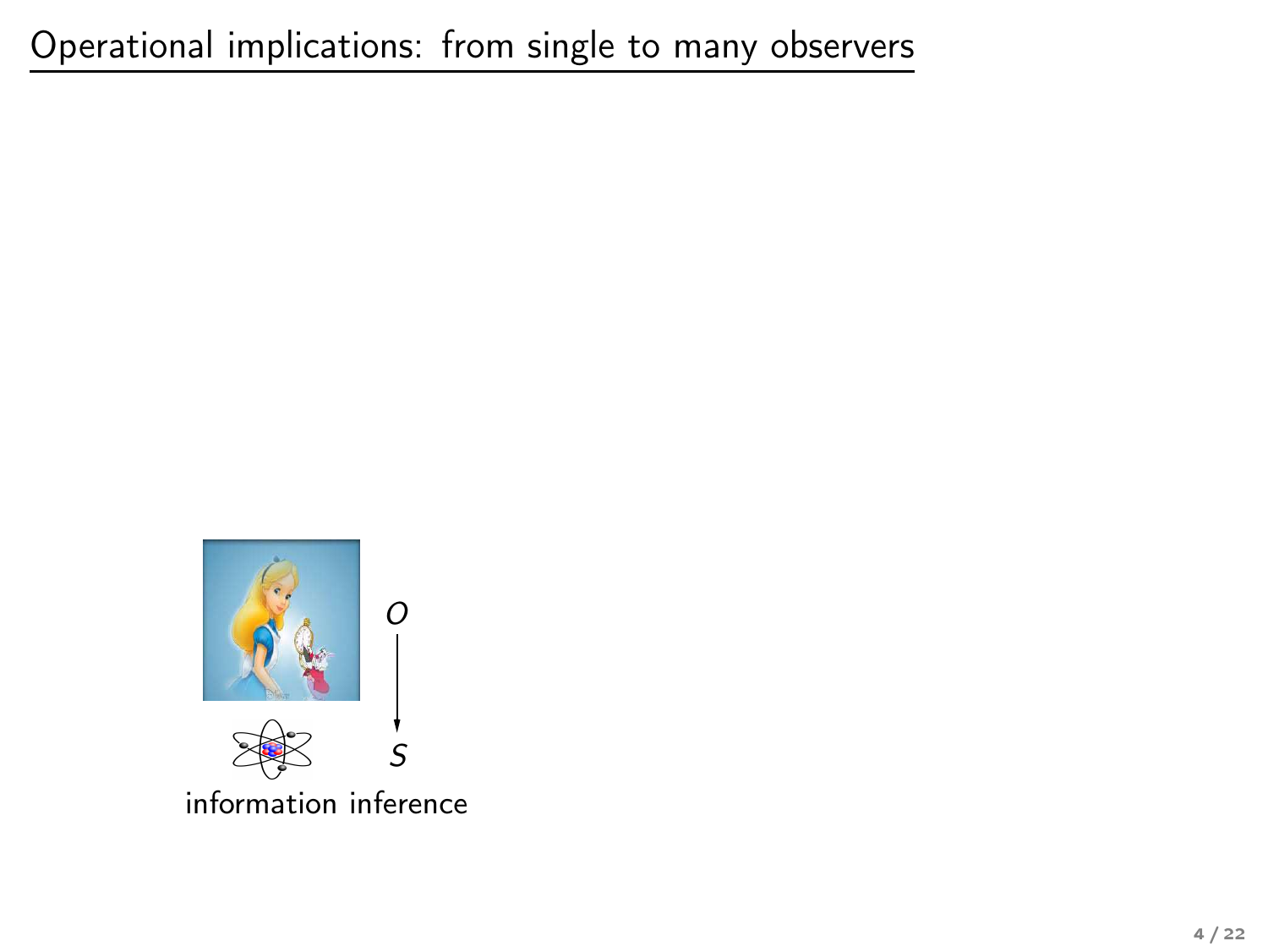# Operational implications: from single to many observers

$O$

$S$

information inference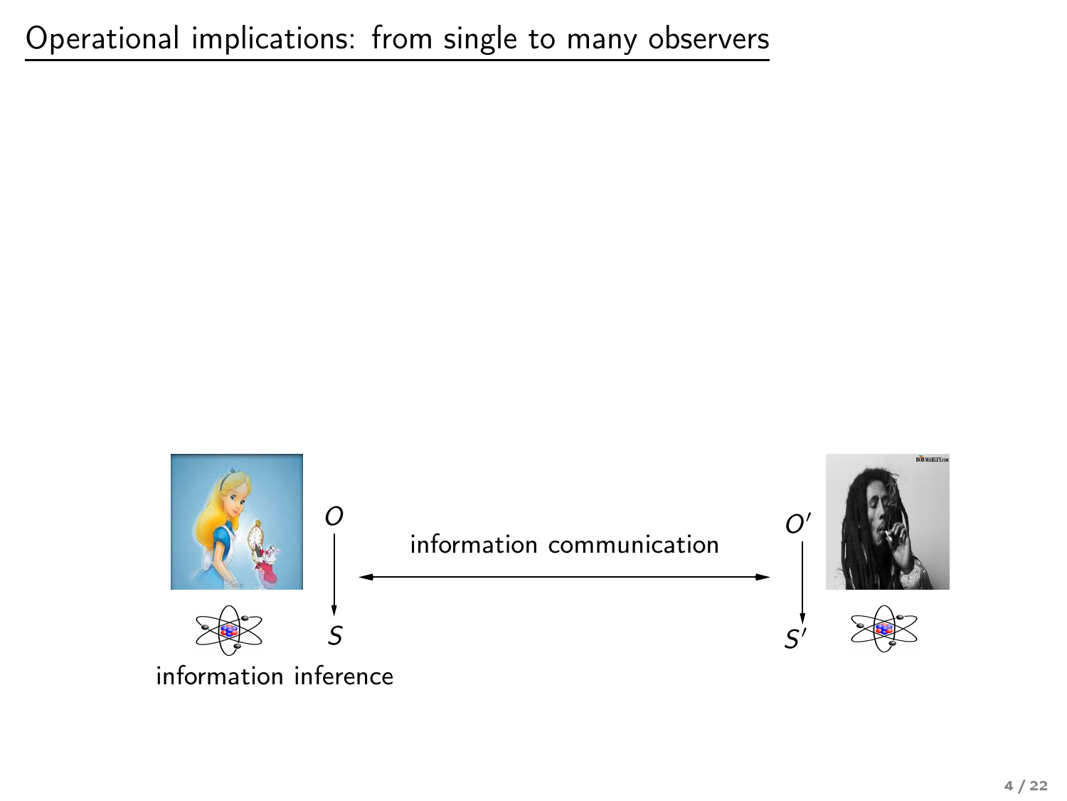# Operational implications: from single to many observers

$O$

$S$

information inference

information communication

$O'$

$S'$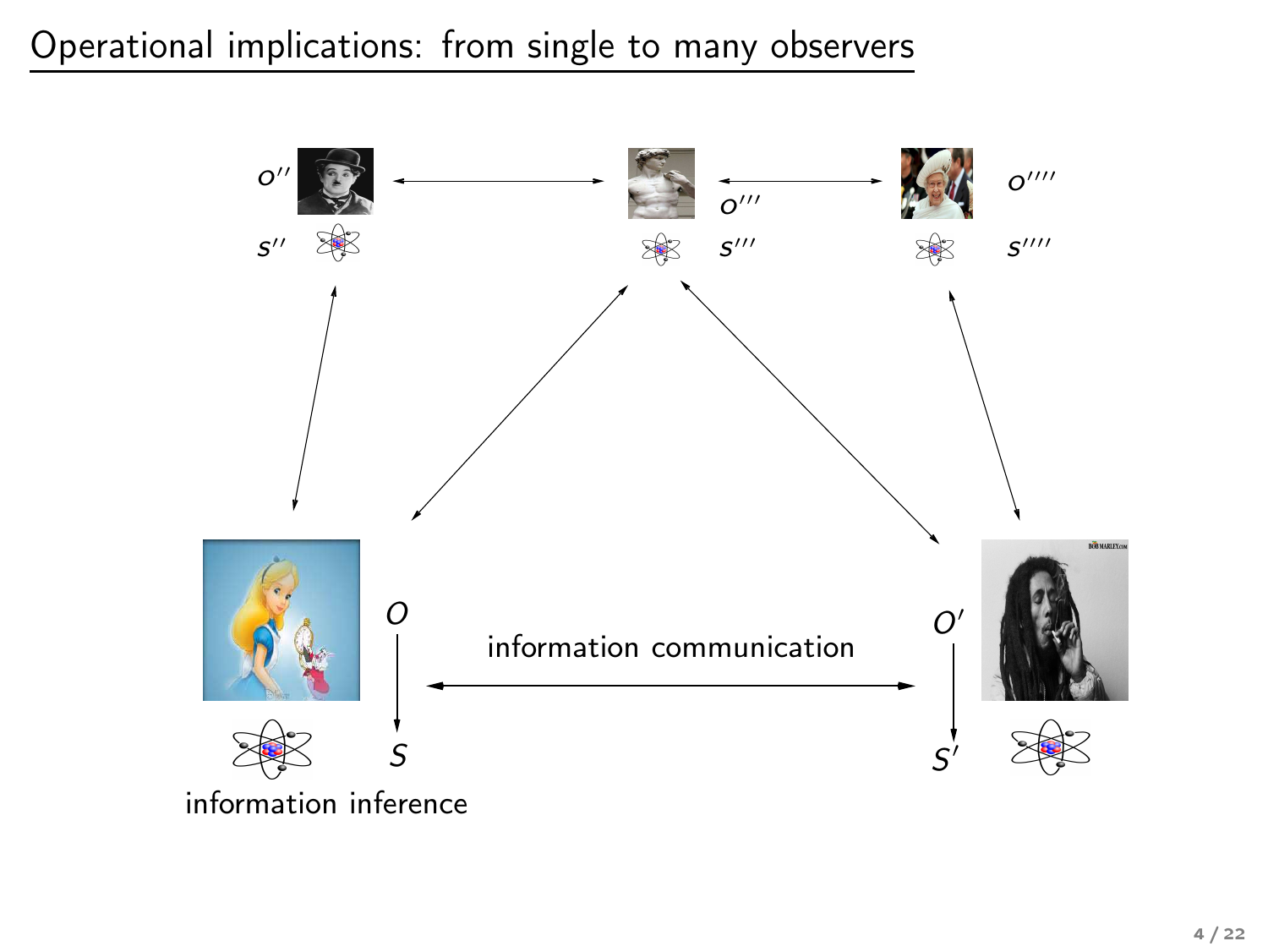# Operational implications: from single to many observers

$O''$

$S''$

$O'''$

$S'''$

$O''''$

$S''''$

$O$

$S$

information communication

$O'$

$S'$

information inference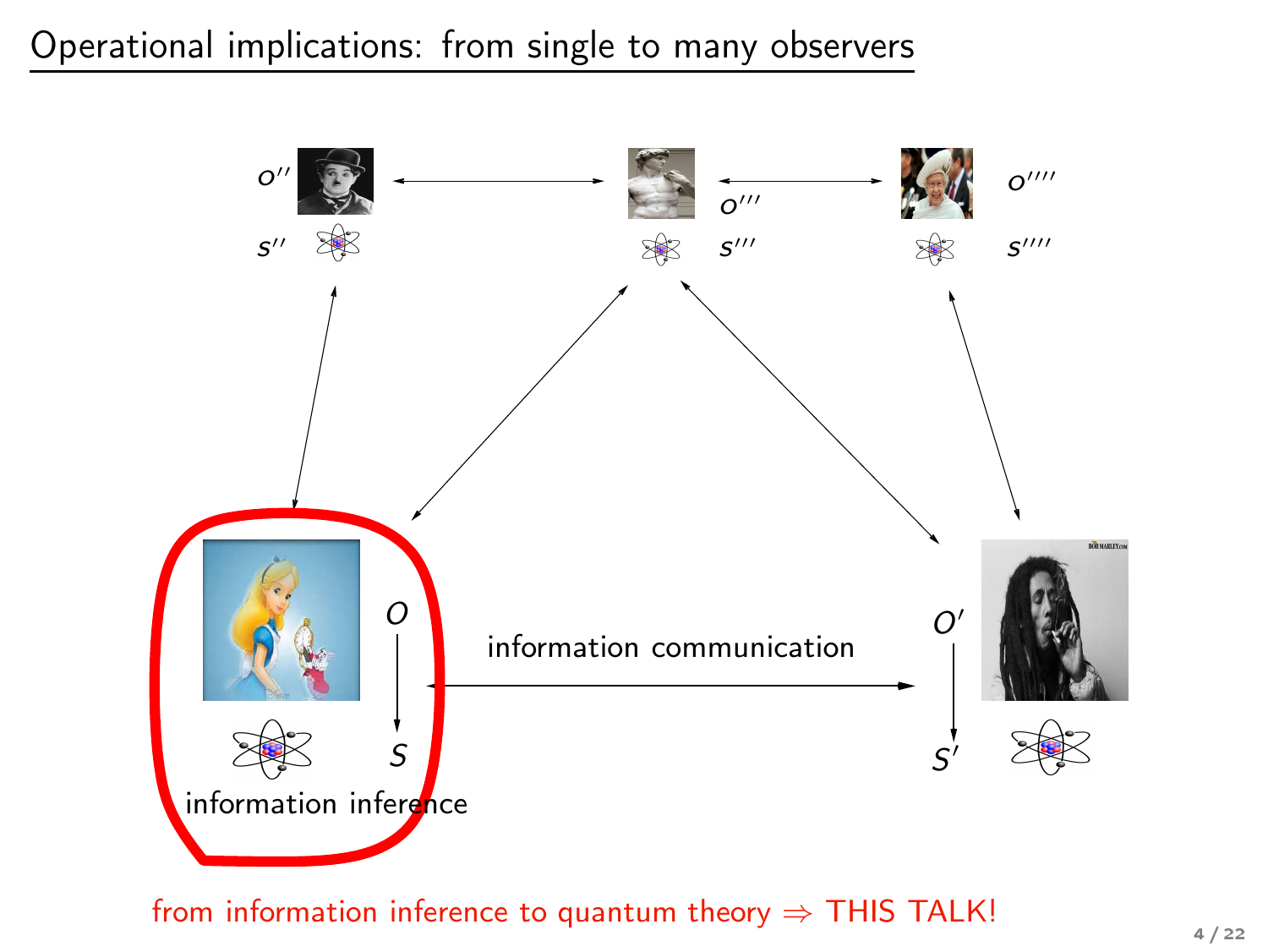# Operational implications: from single to many observers

$O''$ $S''$

$O'''$ $S'''$

$O''''$ $S''''$

$O$ $S$

information inference

information communication

$O'$ $S'$

from information inference to quantum theory ⇒ THIS TALK!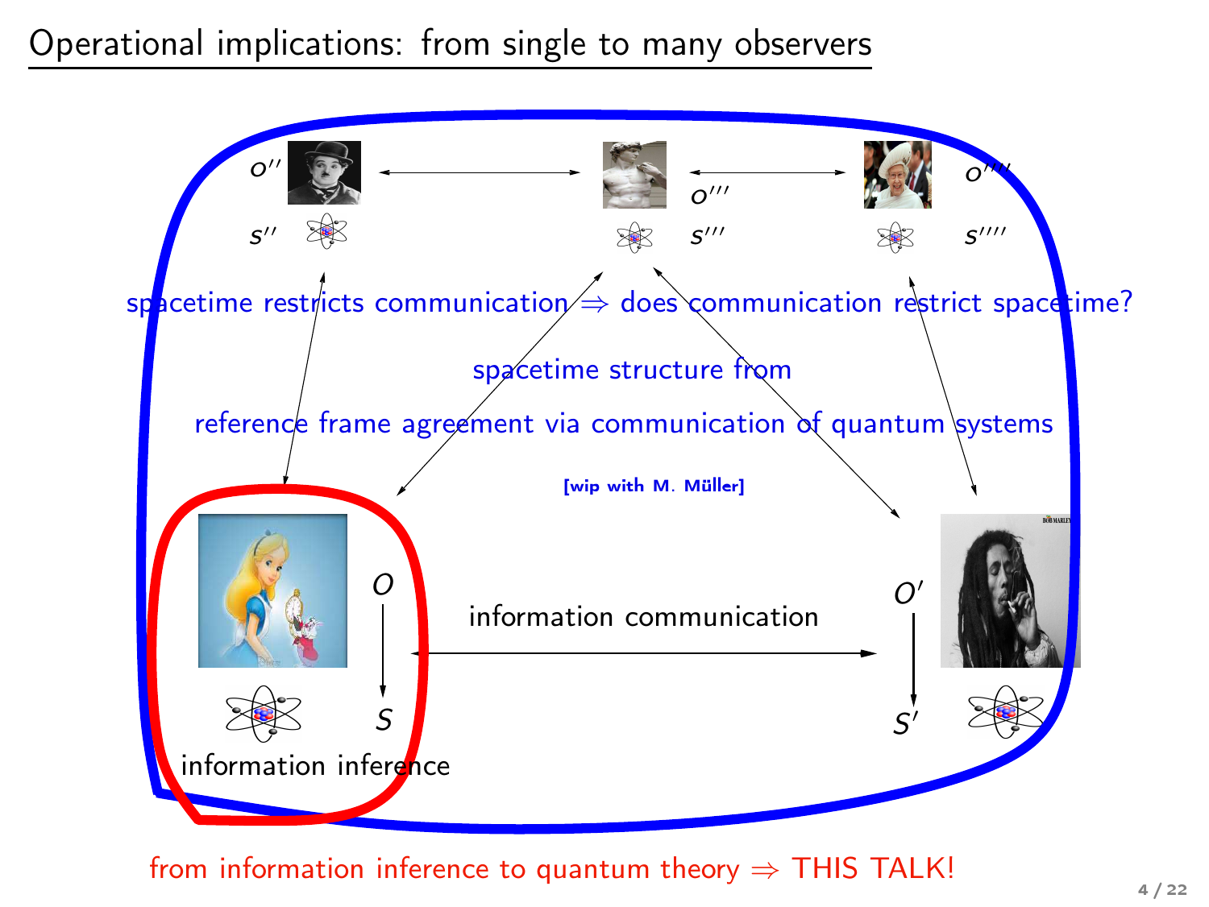# Operational implications: from single to many observers

$O''$ $s''$

$O'''$ $s'''$

$O''''$ $s''''$

spacetime restricts communication ⇒ does communication restrict spacetime?

spacetime structure from

reference frame agreement via communication of quantum systems

**[wip with M. Müller]**

$O$ $S$

information communication

$O'$ $S'$

information inference

from information inference to quantum theory ⇒ THIS TALK!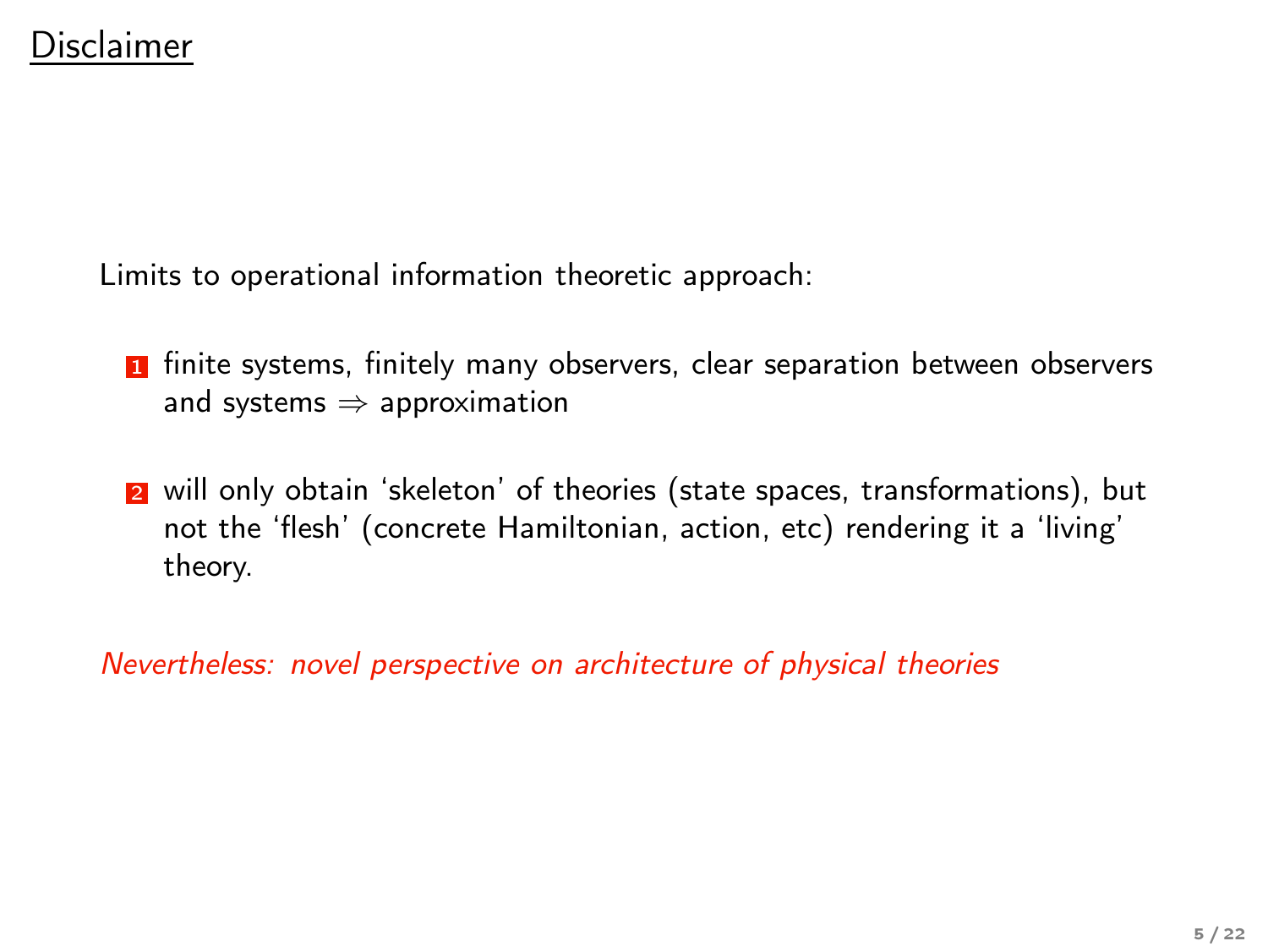## Disclaimer

Limits to operational information theoretic approach:

1. finite systems, finitely many observers, clear separation between observers and systems $\Rightarrow$ approximation

2. will only obtain 'skeleton' of theories (state spaces, transformations), but not the 'flesh' (concrete Hamiltonian, action, etc) rendering it a 'living' theory.

*Nevertheless: novel perspective on architecture of physical theories*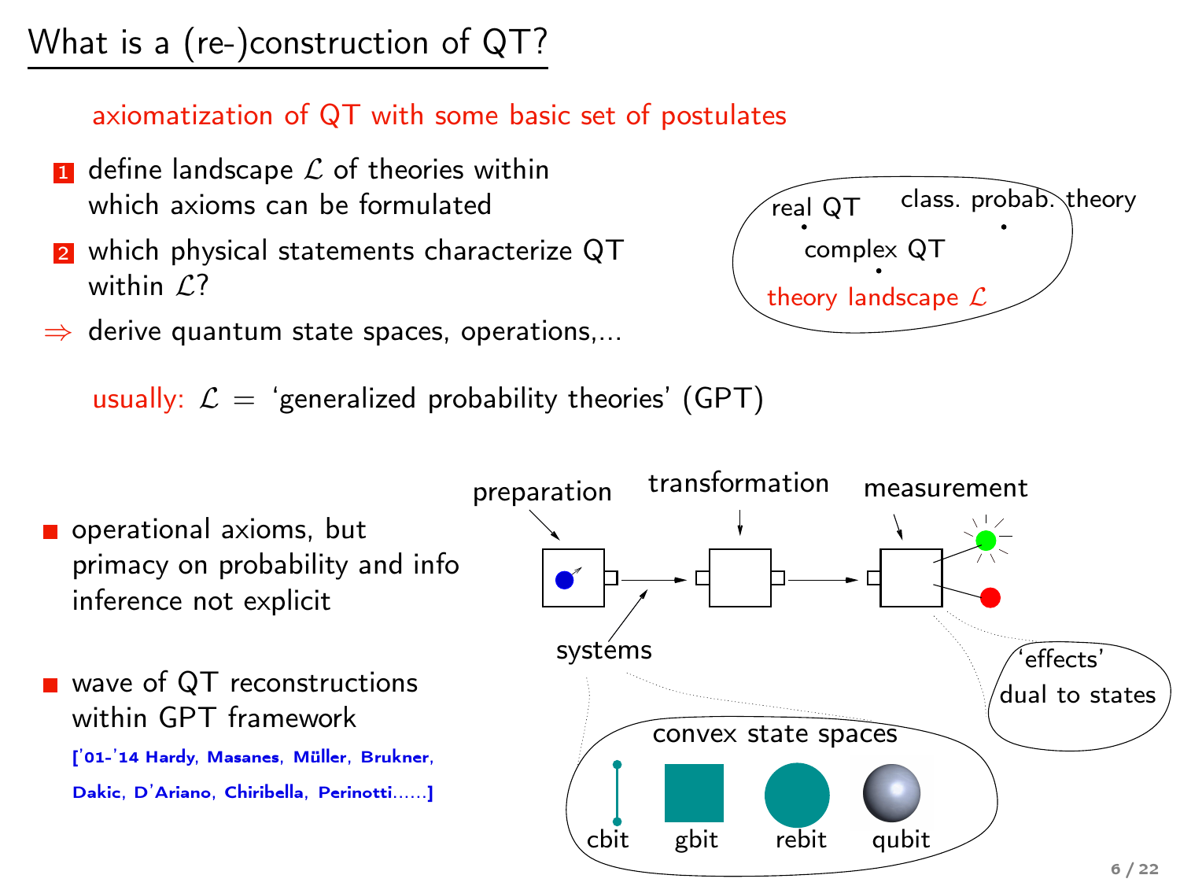# What is a (re-)construction of QT?

axiomatization of QT with some basic set of postulates

1. define landscape $\mathcal{L}$ of theories within which axioms can be formulated
2. which physical statements characterize QT within $\mathcal{L}$?

$\Rightarrow$ derive quantum state spaces, operations,...

real QT · complex QT · class. probab. theory · theory landscape $\mathcal{L}$

usually: $\mathcal{L}$ = 'generalized probability theories' (GPT)

- operational axioms, but primacy on probability and info inference not explicit
- wave of QT reconstructions within GPT framework
  ['01-'14 Hardy, Masanes, Müller, Brukner, Dakic, D'Ariano, Chiribella, Perinotti......]

preparation → transformation → measurement

systems

'effects' dual to states

convex state spaces: cbit, gbit, rebit, qubit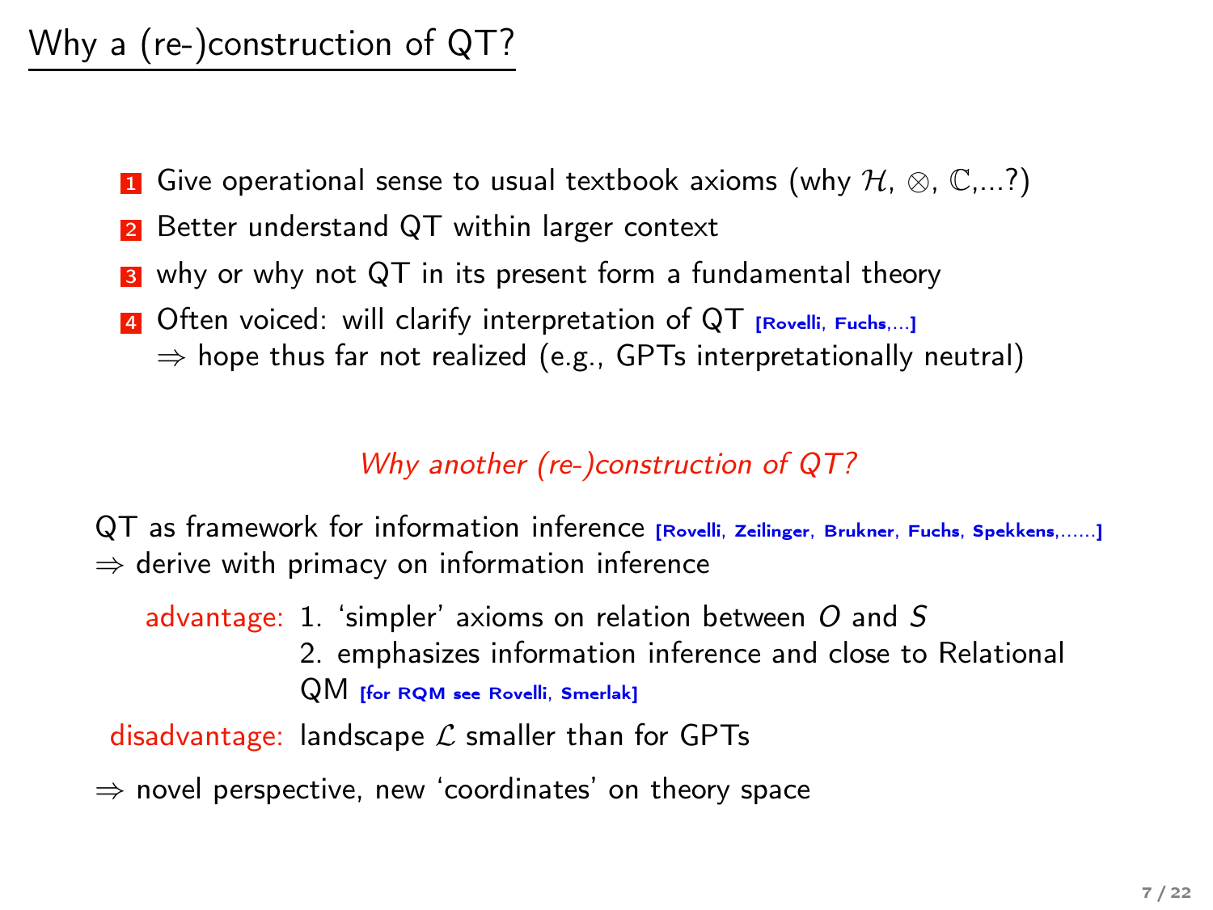# Why a (re-)construction of QT?

1. Give operational sense to usual textbook axioms (why $\mathcal{H}$, $\otimes$, $\mathbb{C}$,...?)
2. Better understand QT within larger context
3. why or why not QT in its present form a fundamental theory
4. Often voiced: will clarify interpretation of QT [Rovelli, Fuchs,...]
   $\Rightarrow$ hope thus far not realized (e.g., GPTs interpretationally neutral)

*Why another (re-)construction of QT?*

QT as framework for information inference [Rovelli, Zeilinger, Brukner, Fuchs, Spekkens,......]
$\Rightarrow$ derive with primacy on information inference

advantage: 1. 'simpler' axioms on relation between $O$ and $S$
2. emphasizes information inference and close to Relational QM [for RQM see Rovelli, Smerlak]

disadvantage: landscape $\mathcal{L}$ smaller than for GPTs

$\Rightarrow$ novel perspective, new 'coordinates' on theory space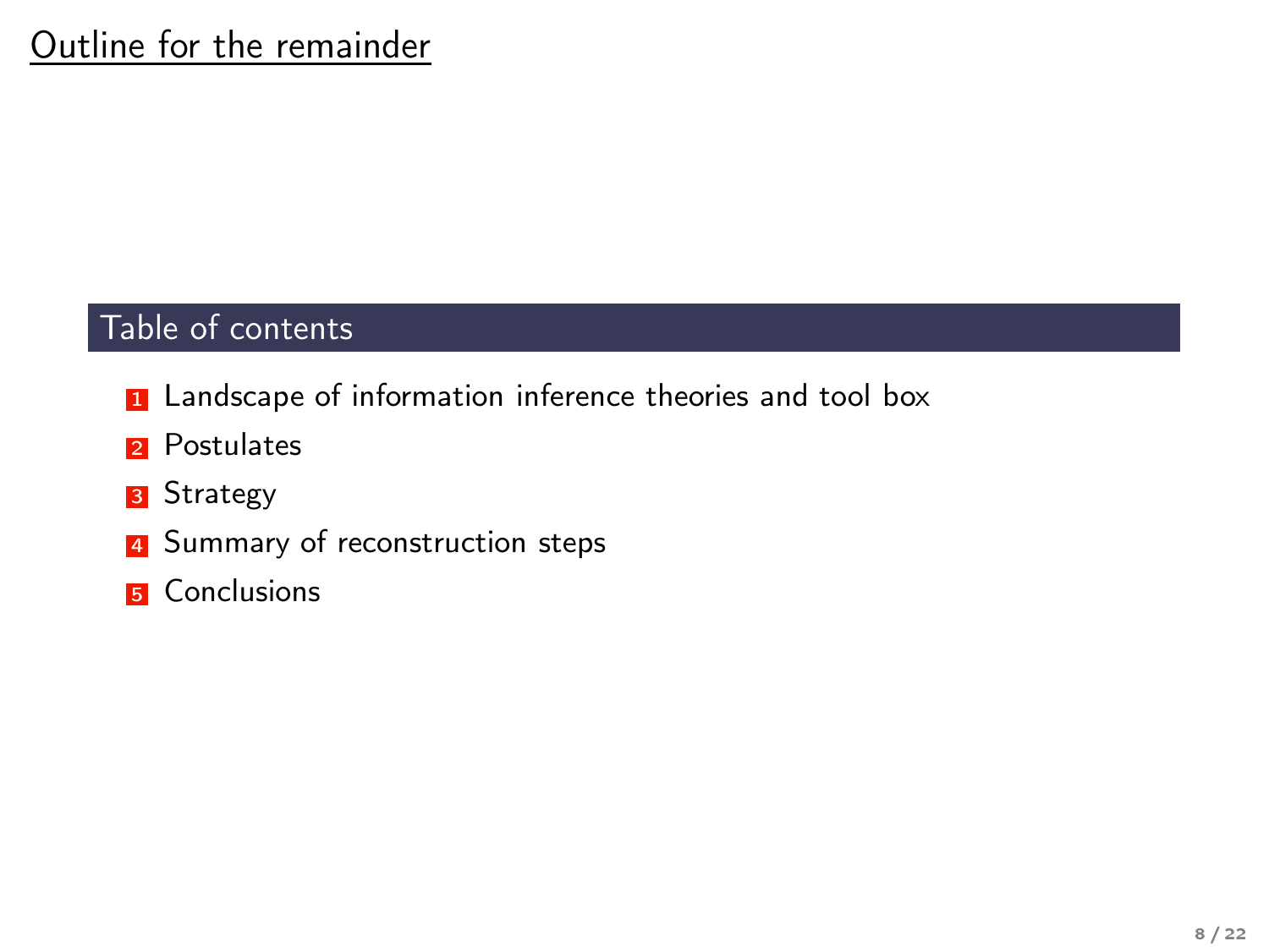# Outline for the remainder

## Table of contents

1. Landscape of information inference theories and tool box
2. Postulates
3. Strategy
4. Summary of reconstruction steps
5. Conclusions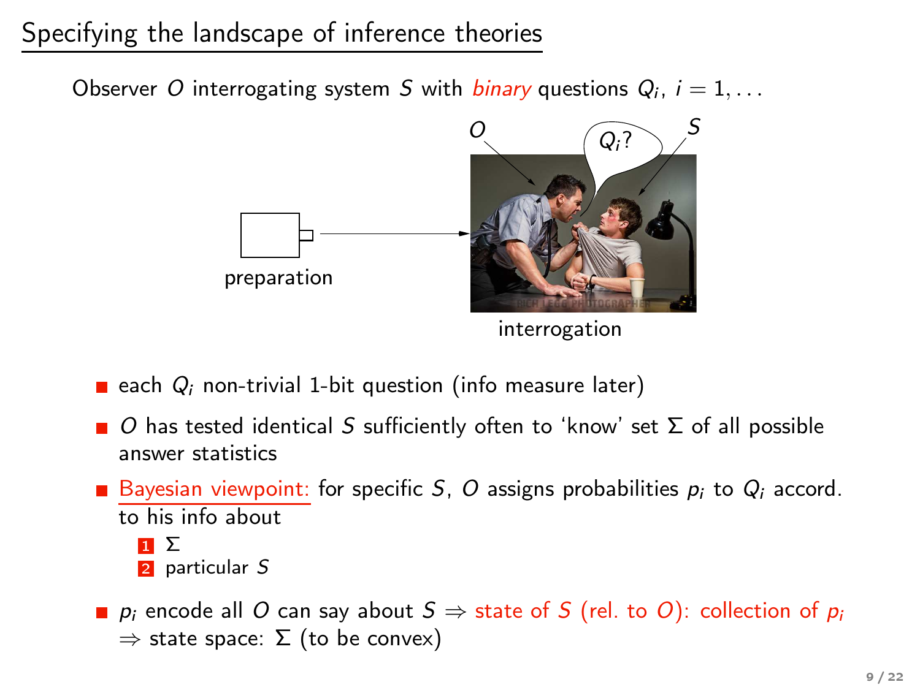## Specifying the landscape of inference theories

Observer $O$ interrogating system $S$ with *binary* questions $Q_i$, $i = 1, \ldots$

$O$ $Q_i$? $S$

preparation

interrogation

- each $Q_i$ non-trivial 1-bit question (info measure later)
- $O$ has tested identical $S$ sufficiently often to 'know' set $\Sigma$ of all possible answer statistics
- Bayesian viewpoint: for specific $S$, $O$ assigns probabilities $p_i$ to $Q_i$ accord. to his info about
  1. $\Sigma$
  2. particular $S$
- $p_i$ encode all $O$ can say about $S \Rightarrow$ state of $S$ (rel. to $O$): collection of $p_i$
  $\Rightarrow$ state space: $\Sigma$ (to be convex)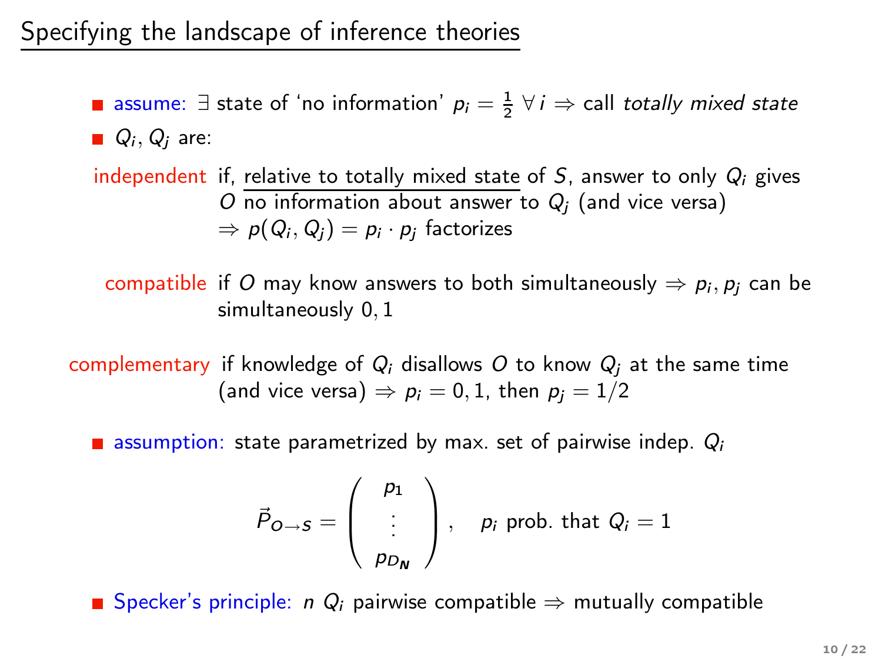## Specifying the landscape of inference theories

- assume: $\exists$ state of 'no information' $p_i = \frac{1}{2}\ \forall\, i \Rightarrow$ call *totally mixed state*
- $Q_i, Q_j$ are:

**independent** if, relative to totally mixed state of $S$, answer to only $Q_i$ gives $O$ no information about answer to $Q_j$ (and vice versa) $\Rightarrow p(Q_i, Q_j) = p_i \cdot p_j$ factorizes

**compatible** if $O$ may know answers to both simultaneously $\Rightarrow p_i, p_j$ can be simultaneously $0, 1$

**complementary** if knowledge of $Q_i$ disallows $O$ to know $Q_j$ at the same time (and vice versa) $\Rightarrow p_i = 0, 1$, then $p_j = 1/2$

- assumption: state parametrized by max. set of pairwise indep. $Q_i$

$$\vec{P}_{O\to S} = \begin{pmatrix} p_1 \\ \vdots \\ p_{D_{\boldsymbol{N}}} \end{pmatrix}, \quad p_i \text{ prob. that } Q_i = 1$$

- Specker's principle: $n$ $Q_i$ pairwise compatible $\Rightarrow$ mutually compatible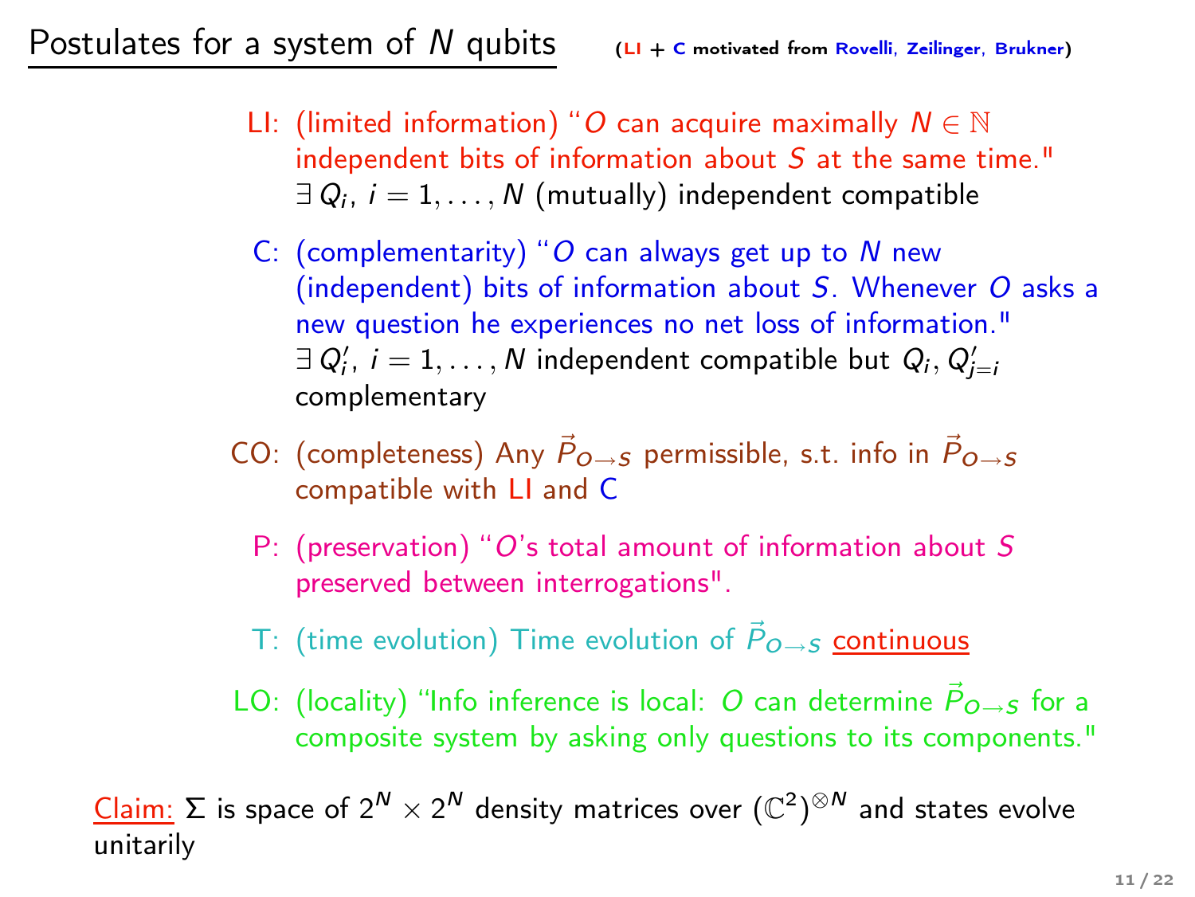## Postulates for a system of $N$ qubits (LI + C motivated from Rovelli, Zeilinger, Brukner)

- **LI:** (limited information) "$O$ can acquire maximally $N \in \mathbb{N}$ independent bits of information about $S$ at the same time."
  $\exists\, Q_i$, $i = 1, \ldots, N$ (mutually) independent compatible

- **C:** (complementarity) "$O$ can always get up to $N$ new (independent) bits of information about $S$. Whenever $O$ asks a new question he experiences no net loss of information."
  $\exists\, Q'_i$, $i = 1, \ldots, N$ independent compatible but $Q_i, Q'_{j=i}$ complementary

- **CO:** (completeness) Any $\vec{P}_{O \to S}$ permissible, s.t. info in $\vec{P}_{O \to S}$ compatible with LI and C

- **P:** (preservation) "$O$'s total amount of information about $S$ preserved between interrogations".

- **T:** (time evolution) Time evolution of $\vec{P}_{O \to S}$ continuous

- **LO:** (locality) "Info inference is local: $O$ can determine $\vec{P}_{O \to S}$ for a composite system by asking only questions to its components."

Claim: $\Sigma$ is space of $2^N \times 2^N$ density matrices over $(\mathbb{C}^2)^{\otimes N}$ and states evolve unitarily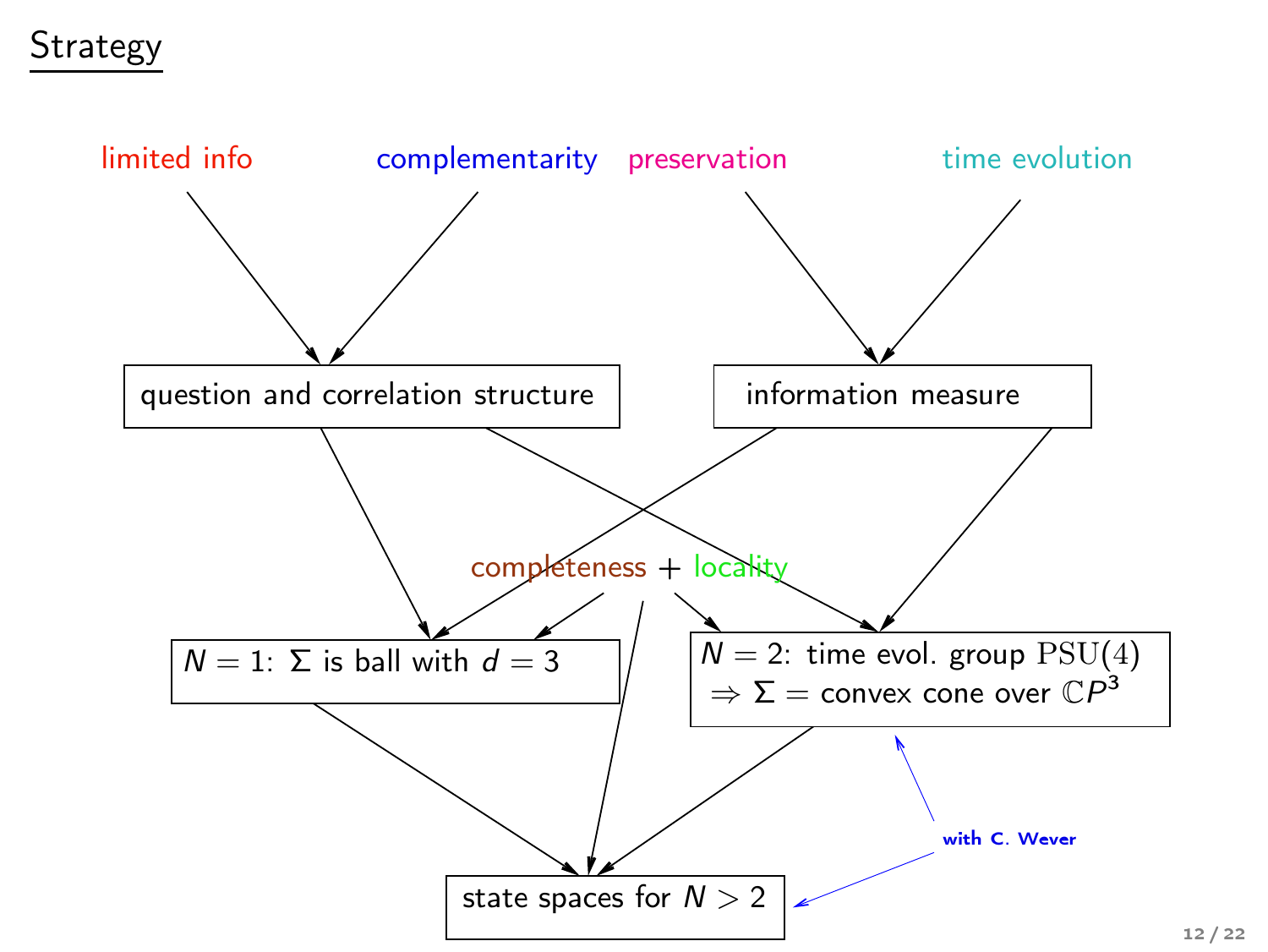# Strategy

limited info

complementarity

preservation

time evolution

question and correlation structure

information measure

completeness + locality

$N = 1$: $\Sigma$ is ball with $d = 3$

$N = 2$: time evol. group $\mathrm{PSU}(4)$
$\Rightarrow \Sigma =$ convex cone over $\mathbb{C}P^3$

with C. Wever

state spaces for $N > 2$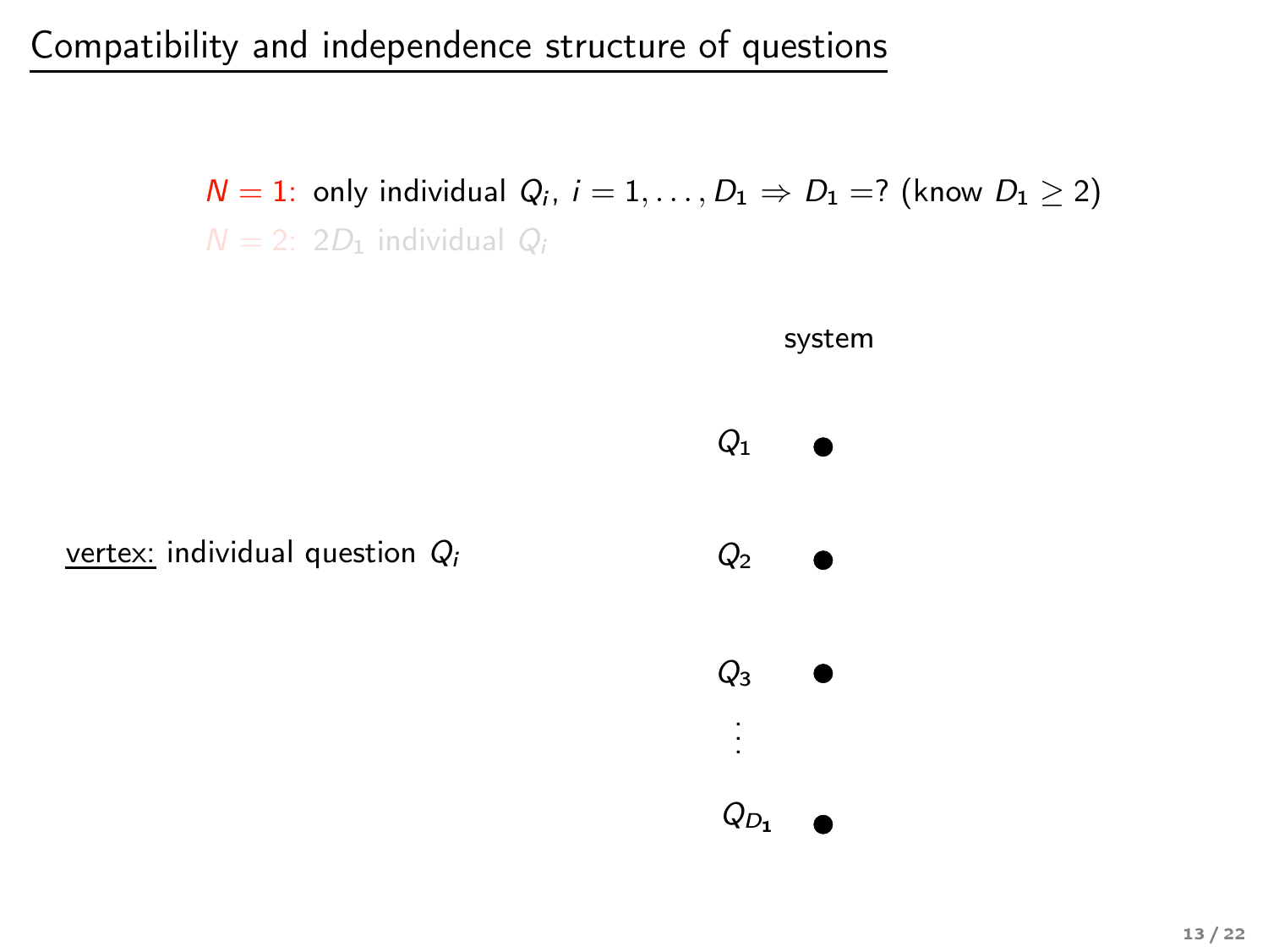# Compatibility and independence structure of questions

$N = 1$: only individual $Q_i$, $i = 1, \ldots, D_1 \Rightarrow D_1 =?$ (know $D_1 \geq 2$)

$N = 2$: $2D_1$ individual $Q_i$

system

$Q_1$

vertex: individual question $Q_i$

$Q_2$

$Q_3$

$\vdots$

$Q_{D_1}$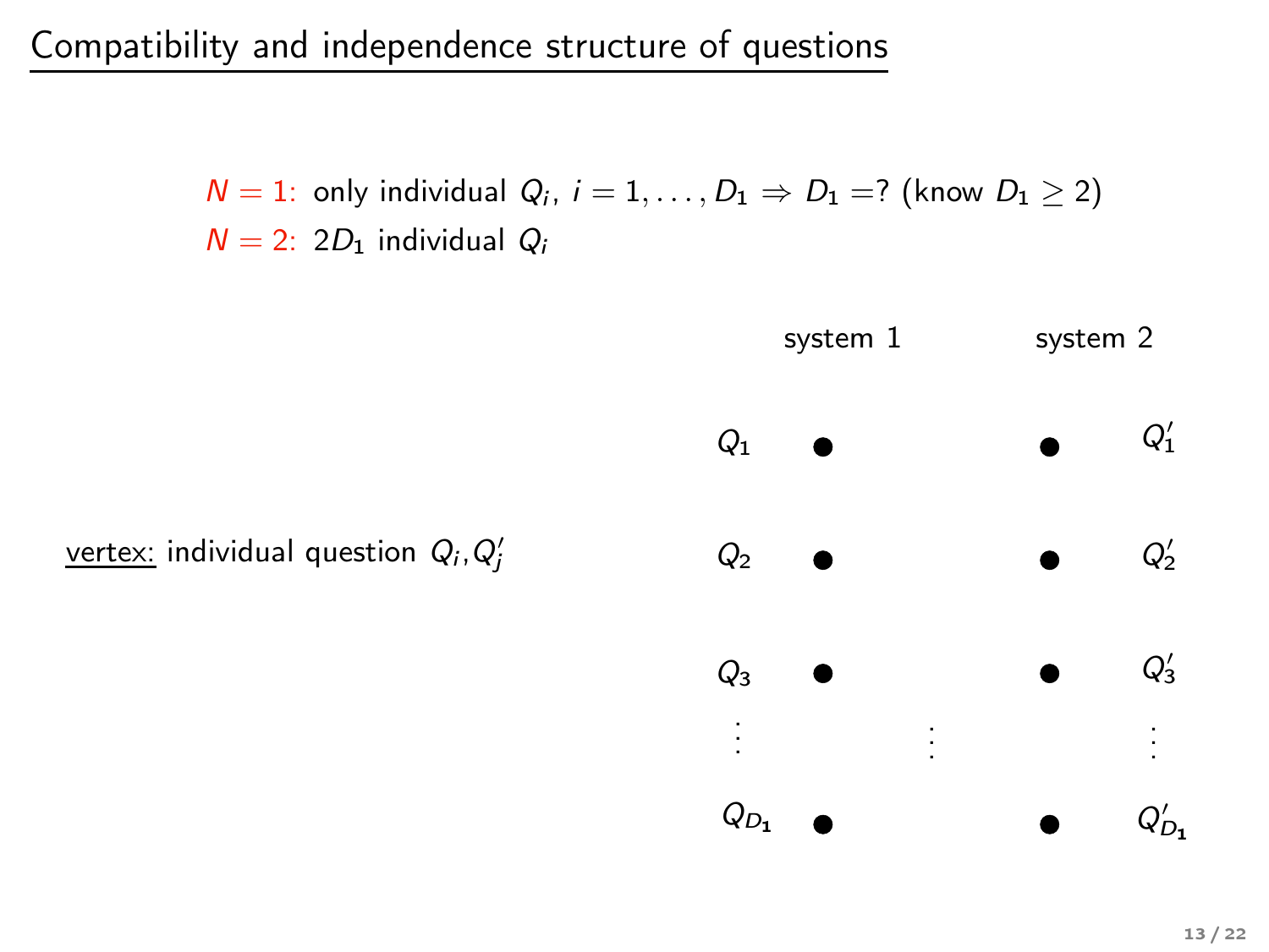# Compatibility and independence structure of questions

$N = 1$: only individual $Q_i$, $i = 1, \ldots, D_1 \Rightarrow D_1 =?$ (know $D_1 \geq 2$)

$N = 2$: $2D_1$ individual $Q_i$

system 1 system 2

$Q_1$ $Q'_1$

vertex: individual question $Q_i, Q'_j$

$Q_2$ $Q'_2$

$Q_3$ $Q'_3$

$\vdots$ $\vdots$ $\vdots$

$Q_{D_1}$ $Q'_{D_1}$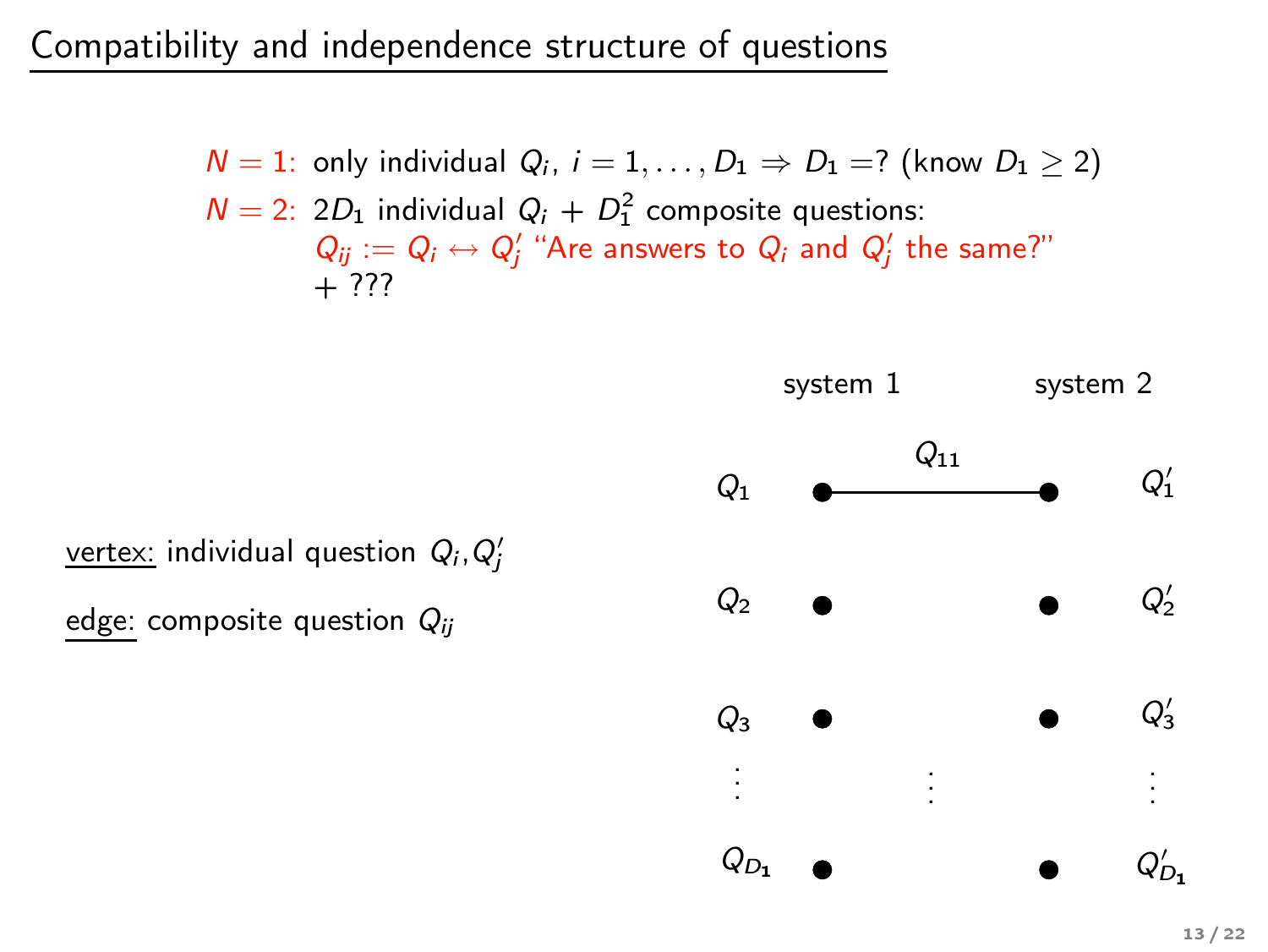# Compatibility and independence structure of questions

$N = 1$: only individual $Q_i$, $i = 1, \ldots, D_1 \Rightarrow D_1 =?$ (know $D_1 \geq 2$)

$N = 2$: $2D_1$ individual $Q_i$ + $D_1^2$ composite questions:
$Q_{ij} := Q_i \leftrightarrow Q'_j$ "Are answers to $Q_i$ and $Q'_j$ the same?"
+ ???

<u>vertex:</u> individual question $Q_i, Q'_j$

<u>edge:</u> composite question $Q_{ij}$

system 1 system 2

$Q_1$ —— $Q_{11}$ —— $Q'_1$

$Q_2$ $Q'_2$

$Q_3$ $Q'_3$

$\vdots$ $\vdots$ $\vdots$

$Q_{D_1}$ $Q'_{D_1}$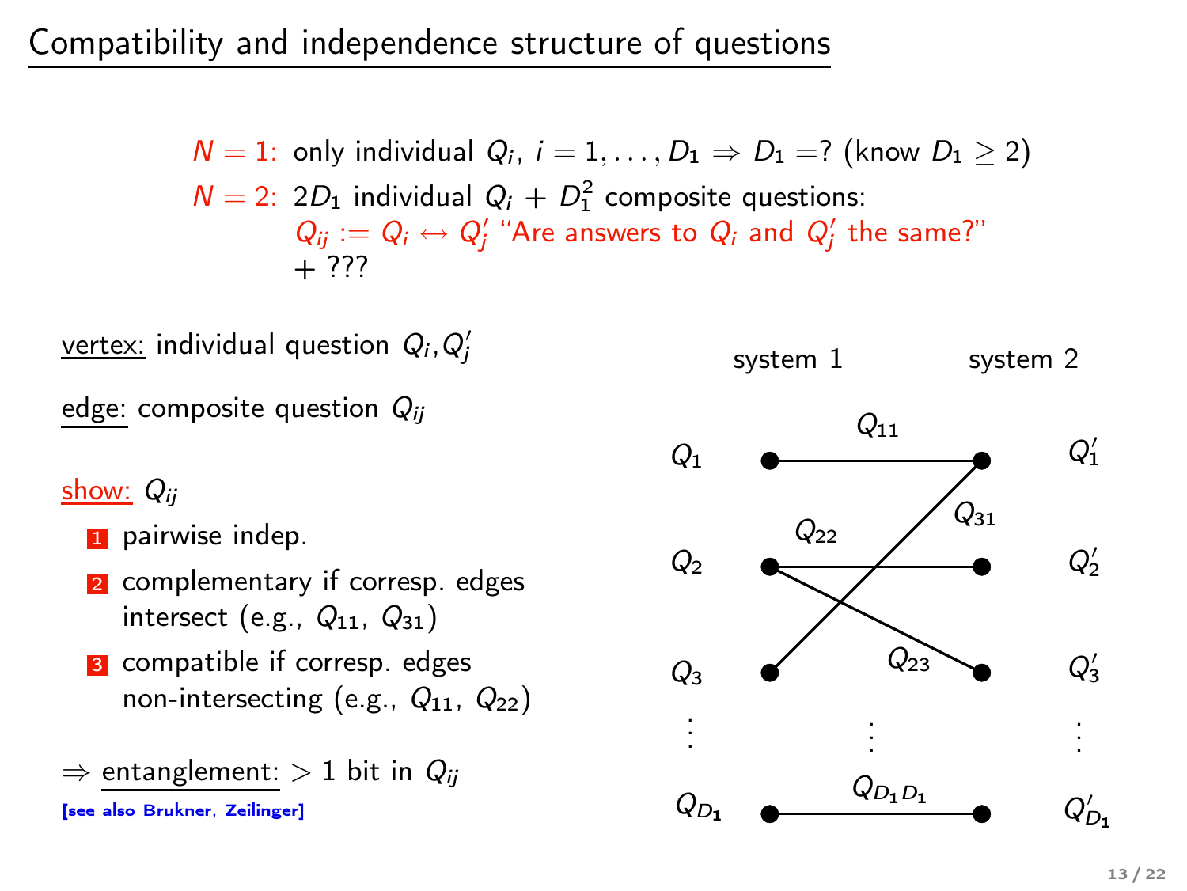# Compatibility and independence structure of questions

$N = 1$: only individual $Q_i$, $i = 1, \ldots, D_1 \Rightarrow D_1 =$? (know $D_1 \geq 2$)

$N = 2$: $2D_1$ individual $Q_i$ + $D_1^2$ composite questions:
$Q_{ij} := Q_i \leftrightarrow Q'_j$ "Are answers to $Q_i$ and $Q'_j$ the same?"
+ ???

vertex: individual question $Q_i$,$Q'_j$

edge: composite question $Q_{ij}$

show: $Q_{ij}$

1. pairwise indep.
2. complementary if corresp. edges intersect (e.g., $Q_{11}$, $Q_{31}$)
3. compatible if corresp. edges non-intersecting (e.g., $Q_{11}$, $Q_{22}$)

$\Rightarrow$ entanglement: $> 1$ bit in $Q_{ij}$

[see also Brukner, Zeilinger]

| system 1 | | system 2 |
|---|---|---|
| $Q_1$ | $Q_{11}$ (to $Q'_1$) | $Q'_1$ |
| $Q_2$ | $Q_{22}$ (to $Q'_2$), $Q_{23}$ (to $Q'_3$) | $Q'_2$ |
| $Q_3$ | $Q_{31}$ (to $Q'_1$) | $Q'_3$ |
| $\vdots$ | $\vdots$ | $\vdots$ |
| $Q_{D_1}$ | $Q_{D_1 D_1}$ (to $Q'_{D_1}$) | $Q'_{D_1}$ |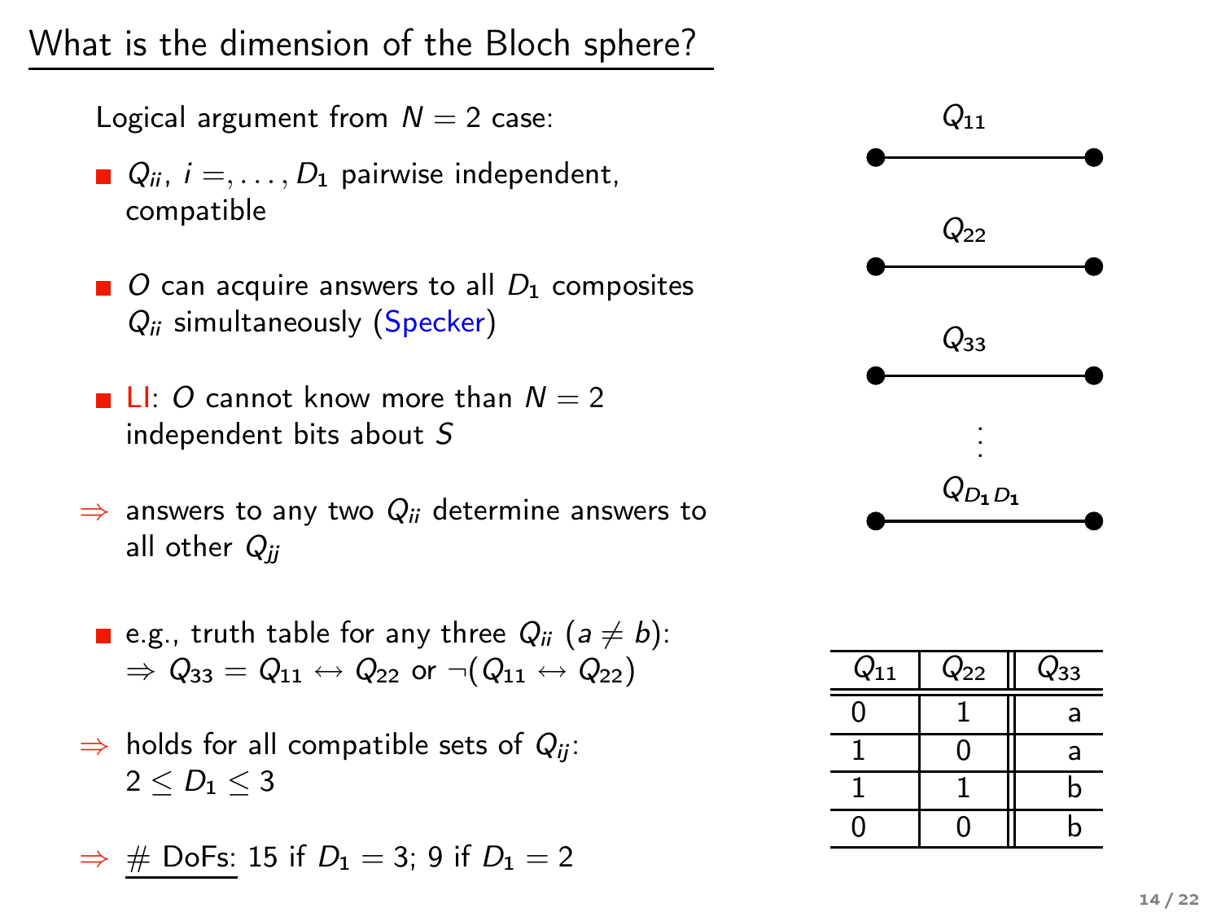# What is the dimension of the Bloch sphere?

Logical argument from $N = 2$ case:

- $Q_{ii}$, $i =, \ldots, D_1$ pairwise independent, compatible
- $O$ can acquire answers to all $D_1$ composites $Q_{ii}$ simultaneously (Specker)
- LI: $O$ cannot know more than $N = 2$ independent bits about $S$

$\Rightarrow$ answers to any two $Q_{ii}$ determine answers to all other $Q_{jj}$

- e.g., truth table for any three $Q_{ii}$ ($a \neq b$):
  $\Rightarrow Q_{33} = Q_{11} \leftrightarrow Q_{22}$ or $\neg(Q_{11} \leftrightarrow Q_{22})$

$\Rightarrow$ holds for all compatible sets of $Q_{ij}$:
$2 \leq D_1 \leq 3$

$\Rightarrow$ # DoFs: 15 if $D_1 = 3$; 9 if $D_1 = 2$

$Q_{11}$

$Q_{22}$

$Q_{33}$

$\vdots$

$Q_{D_1 D_1}$

| $Q_{11}$ | $Q_{22}$ | $Q_{33}$ |
|---|---|---|
| 0 | 1 | a |
| 1 | 0 | a |
| 1 | 1 | b |
| 0 | 0 | b |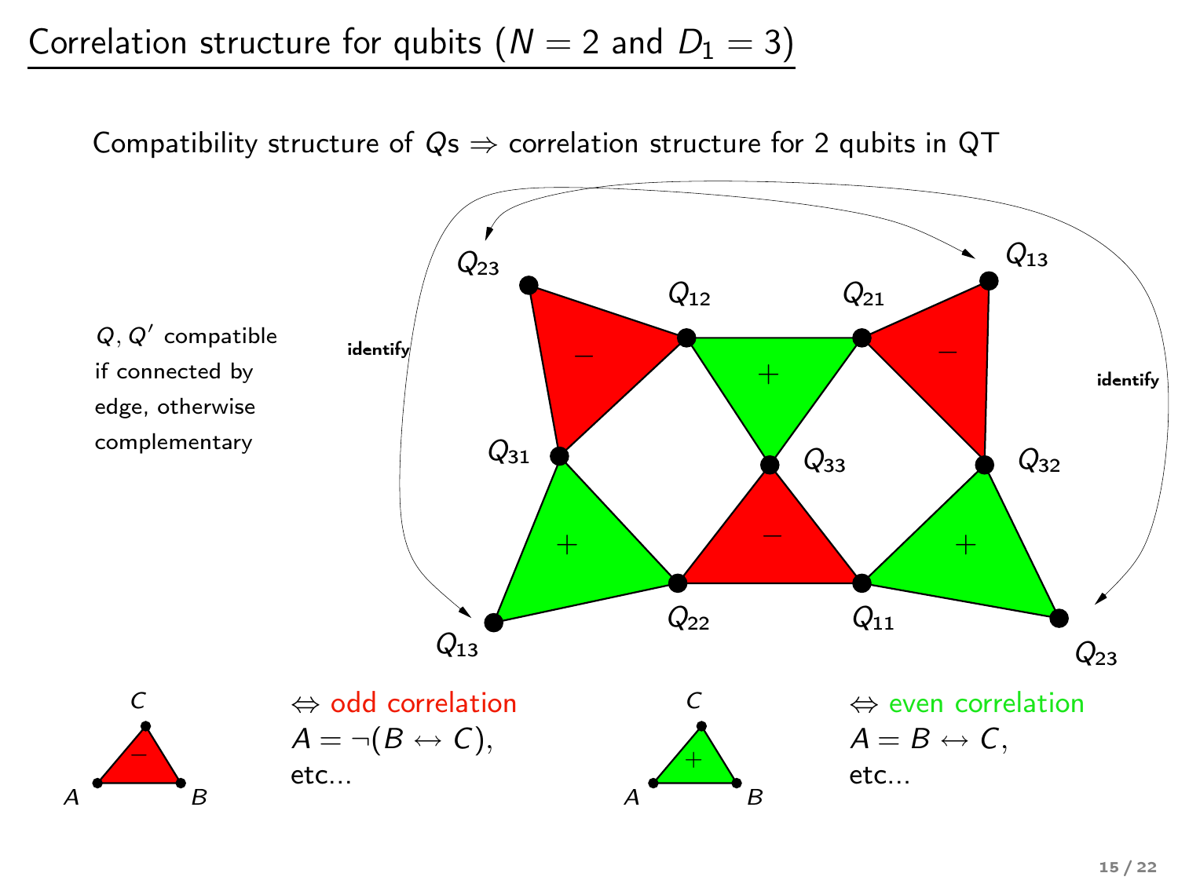# Correlation structure for qubits ($N = 2$ and $D_1 = 3$)

Compatibility structure of $Q$s $\Rightarrow$ correlation structure for 2 qubits in QT

$Q, Q'$ compatible if connected by edge, otherwise complementary

$\Leftrightarrow$ odd correlation
$A = \neg(B \leftrightarrow C)$,
etc...

$\Leftrightarrow$ even correlation
$A = B \leftrightarrow C$,
etc...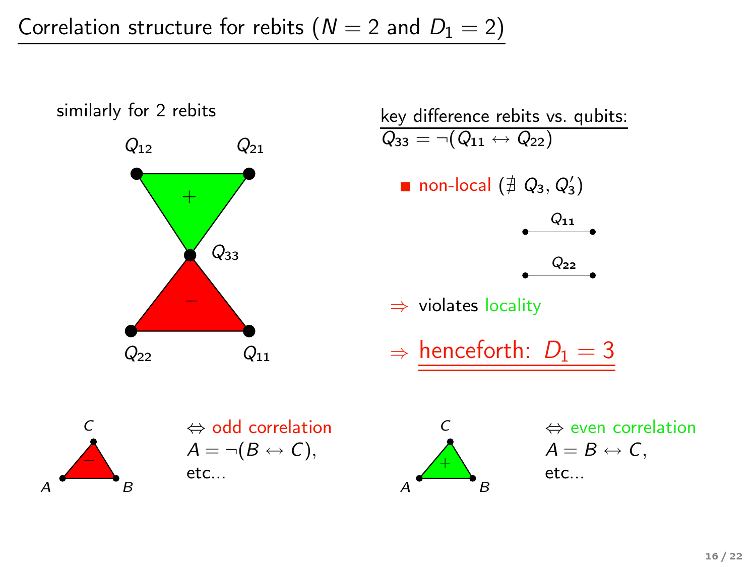# Correlation structure for rebits ($N = 2$ and $D_1 = 2$)

similarly for 2 rebits

$Q_{12}$ $Q_{21}$ $+$ $Q_{33}$ $-$ $Q_{22}$ $Q_{11}$

key difference rebits vs. qubits:
$Q_{33} = \neg(Q_{11} \leftrightarrow Q_{22})$

- non-local ($\nexists\ Q_3, Q_3'$)

$Q_{11}$

$Q_{22}$

$\Rightarrow$ violates locality

$\Rightarrow$ henceforth: $D_1 = 3$

$\Leftrightarrow$ odd correlation
$A = \neg(B \leftrightarrow C)$,
etc...

$\Leftrightarrow$ even correlation
$A = B \leftrightarrow C$,
etc...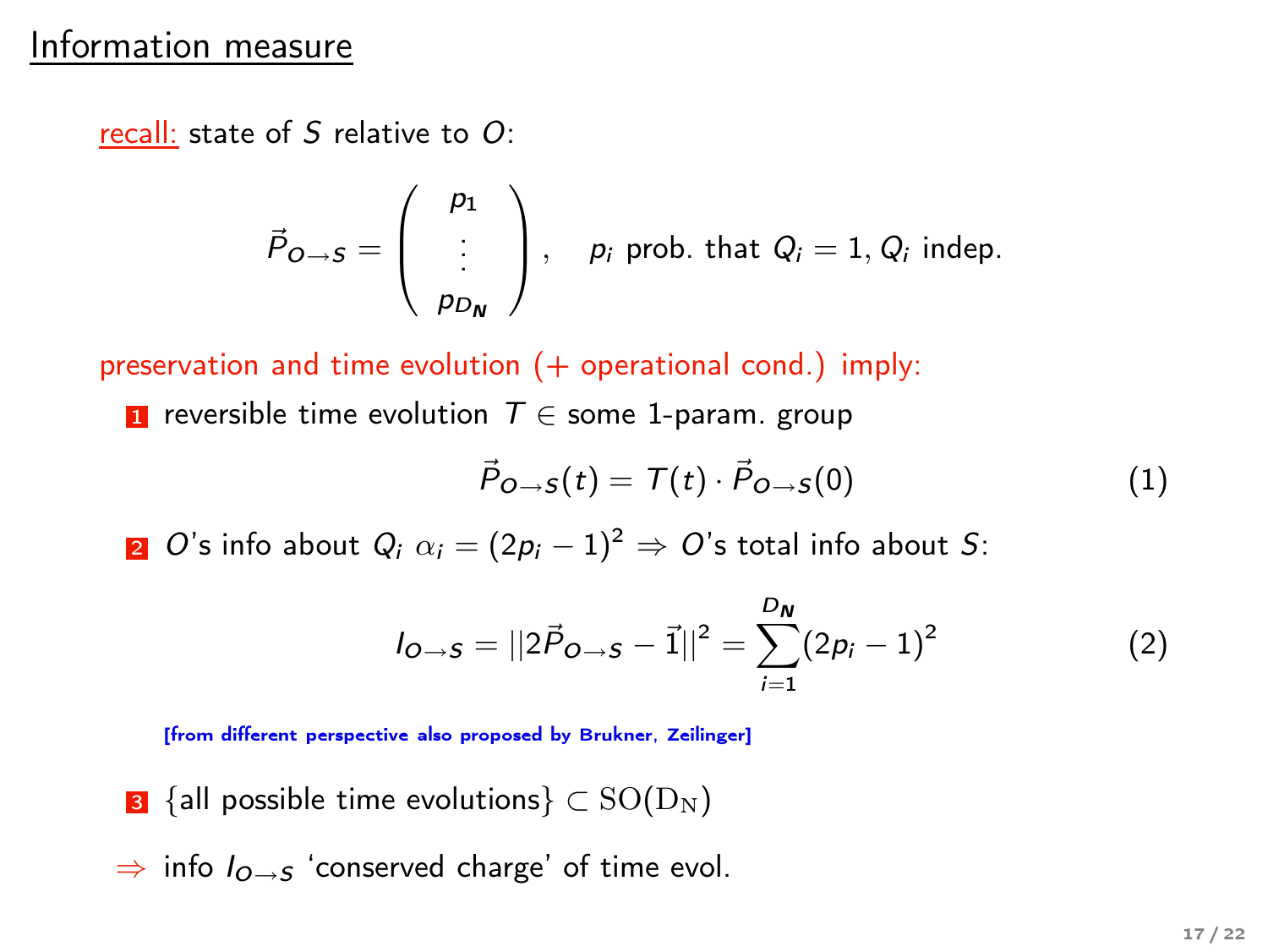# Information measure

recall: state of $S$ relative to $O$:

$$\vec{P}_{O\to S} = \begin{pmatrix} p_1 \\ \vdots \\ p_{D_N} \end{pmatrix}, \quad p_i \text{ prob. that } Q_i = 1, Q_i \text{ indep.}$$

preservation and time evolution (+ operational cond.) imply:

1. reversible time evolution $T \in$ some 1-param. group

$$\vec{P}_{O\to S}(t) = T(t) \cdot \vec{P}_{O\to S}(0) \tag{1}$$

2. $O$'s info about $Q_i$ $\alpha_i = (2p_i - 1)^2 \Rightarrow O$'s total info about $S$:

$$I_{O\to S} = ||2\vec{P}_{O\to S} - \vec{1}||^2 = \sum_{i=1}^{D_N} (2p_i - 1)^2 \tag{2}$$

**[from different perspective also proposed by Brukner, Zeilinger]**

3. $\{\text{all possible time evolutions}\} \subset \mathrm{SO}(\mathrm{D_N})$

$\Rightarrow$ info $I_{O\to S}$ 'conserved charge' of time evol.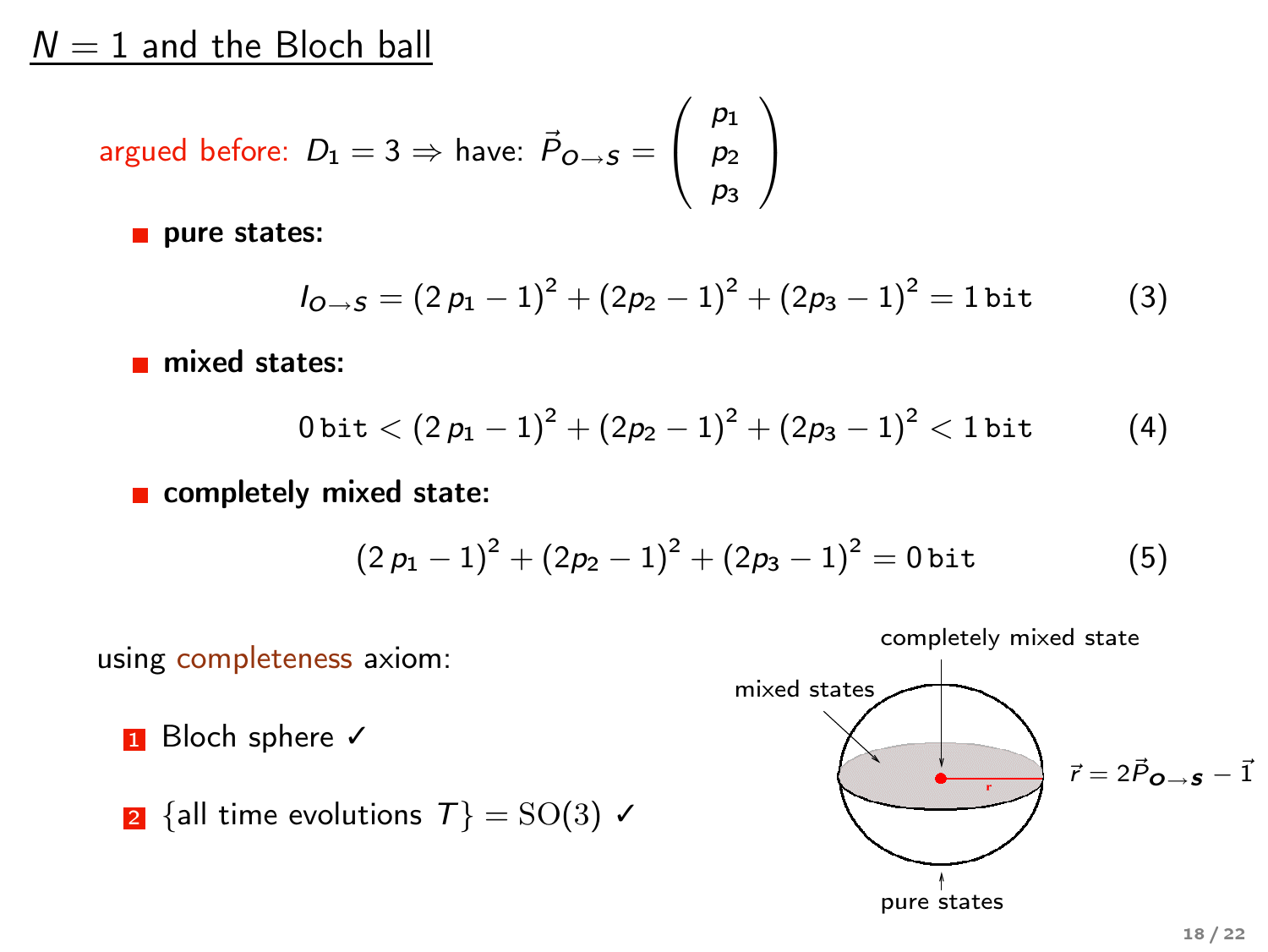# $N = 1$ and the Bloch ball

argued before: $D_1 = 3 \Rightarrow$ have: $\vec{P}_{O\to S} = \begin{pmatrix} p_1 \\ p_2 \\ p_3 \end{pmatrix}$

- **pure states:**

$$I_{O\to S} = (2\,p_1 - 1)^2 + (2p_2 - 1)^2 + (2p_3 - 1)^2 = 1\,\texttt{bit} \tag{3}$$

- **mixed states:**

$$0\,\texttt{bit} < (2\,p_1 - 1)^2 + (2p_2 - 1)^2 + (2p_3 - 1)^2 < 1\,\texttt{bit} \tag{4}$$

- **completely mixed state:**

$$(2\,p_1 - 1)^2 + (2p_2 - 1)^2 + (2p_3 - 1)^2 = 0\,\texttt{bit} \tag{5}$$

using completeness axiom:

1. Bloch sphere ✓
2. $\{\text{all time evolutions } T\} = \mathrm{SO}(3)$ ✓

completely mixed state

mixed states

$\vec{r} = 2\vec{P}_{\boldsymbol{O}\to\boldsymbol{S}} - \vec{1}$

pure states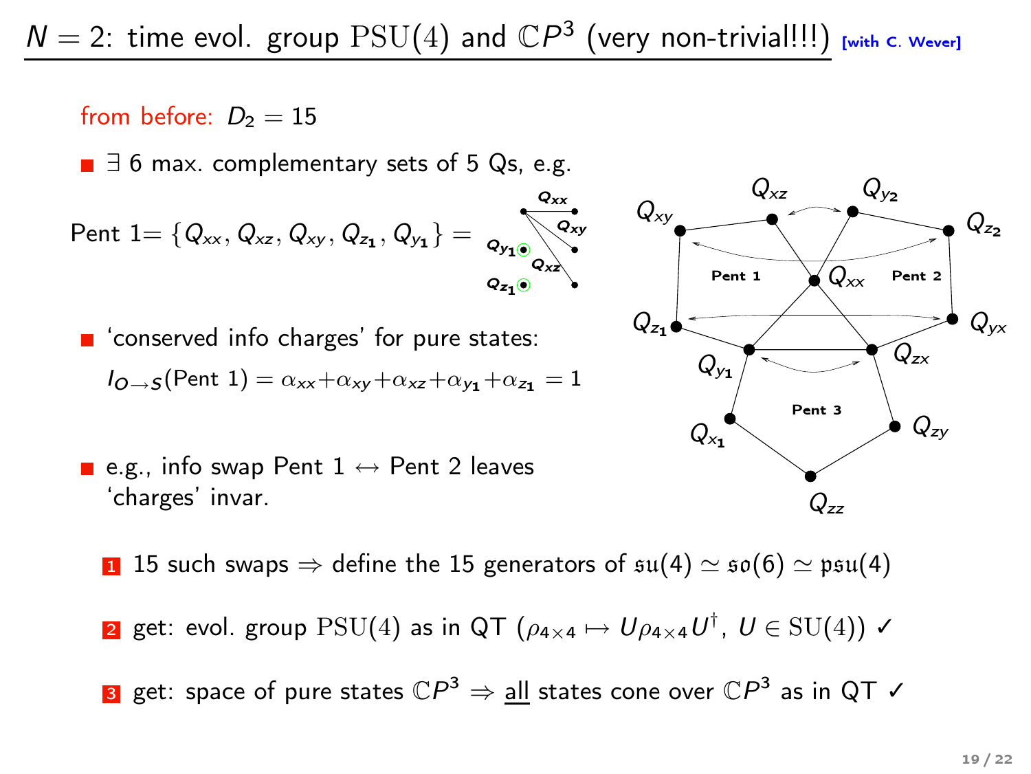# $N = 2$: time evol. group $\mathrm{PSU}(4)$ and $\mathbb{C}P^3$ (very non-trivial!!!) [with C. Wever]

from before: $D_2 = 15$

- $\exists$ 6 max. complementary sets of 5 Qs, e.g.

Pent 1$= \{Q_{xx}, Q_{xz}, Q_{xy}, Q_{z_1}, Q_{y_1}\} =$

- 'conserved info charges' for pure states:

  $I_{O\to S}(\text{Pent 1}) = \alpha_{xx} + \alpha_{xy} + \alpha_{xz} + \alpha_{y_1} + \alpha_{z_1} = 1$

- e.g., info swap Pent 1 $\leftrightarrow$ Pent 2 leaves 'charges' invar.

1. 15 such swaps $\Rightarrow$ define the 15 generators of $\mathfrak{su}(4) \simeq \mathfrak{so}(6) \simeq \mathfrak{psu}(4)$
2. get: evol. group $\mathrm{PSU}(4)$ as in QT ($\rho_{4\times 4} \mapsto U\rho_{4\times 4}U^\dagger$, $U \in \mathrm{SU}(4)$) ✓
3. get: space of pure states $\mathbb{C}P^3 \Rightarrow$ <u>all</u> states cone over $\mathbb{C}P^3$ as in QT ✓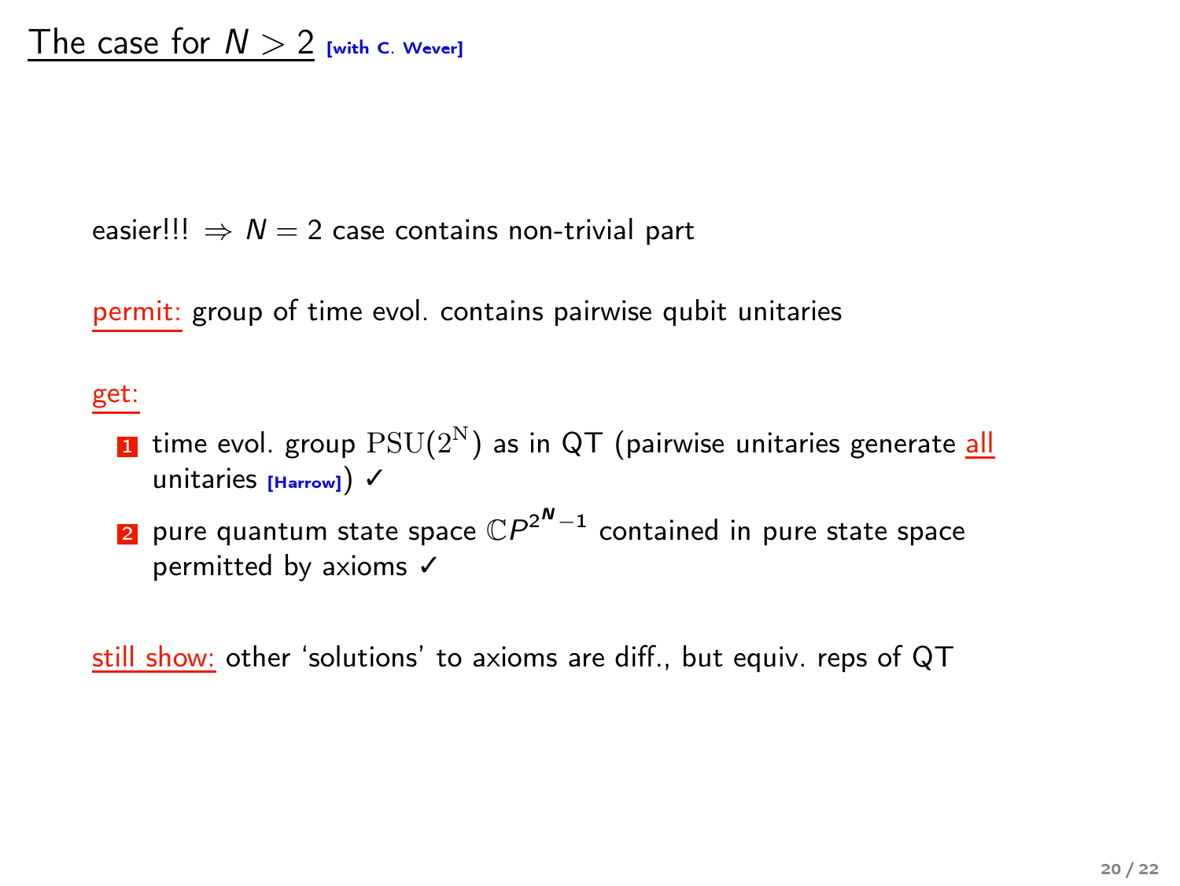# The case for $N > 2$ [with C. Wever]

easier!!! $\Rightarrow$ $N = 2$ case contains non-trivial part

permit: group of time evol. contains pairwise qubit unitaries

get:

1. time evol. group $\mathrm{PSU}(2^{\mathrm{N}})$ as in QT (pairwise unitaries generate all unitaries [Harrow]) ✓
2. pure quantum state space $\mathbb{C}P^{2^N-1}$ contained in pure state space permitted by axioms ✓

still show: other 'solutions' to axioms are diff., but equiv. reps of QT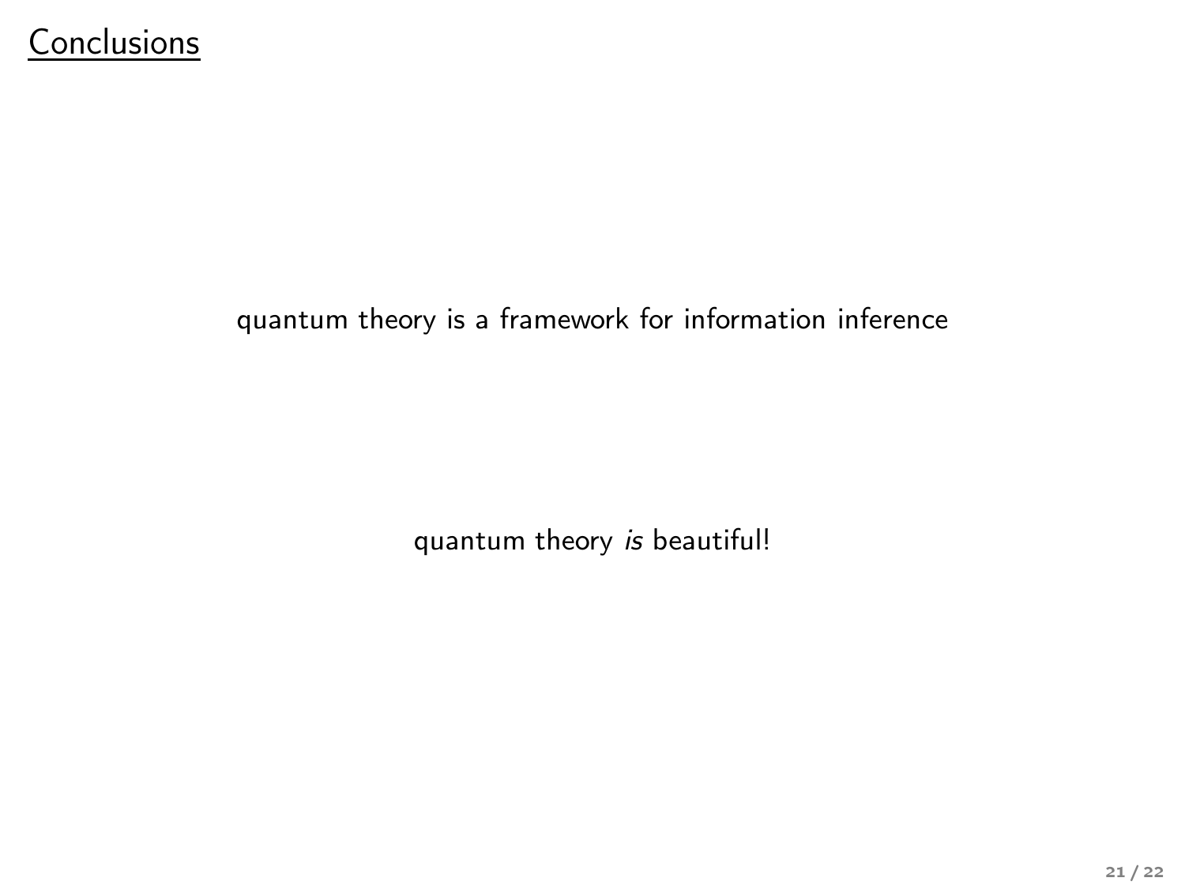# Conclusions

quantum theory is a framework for information inference

quantum theory *is* beautiful!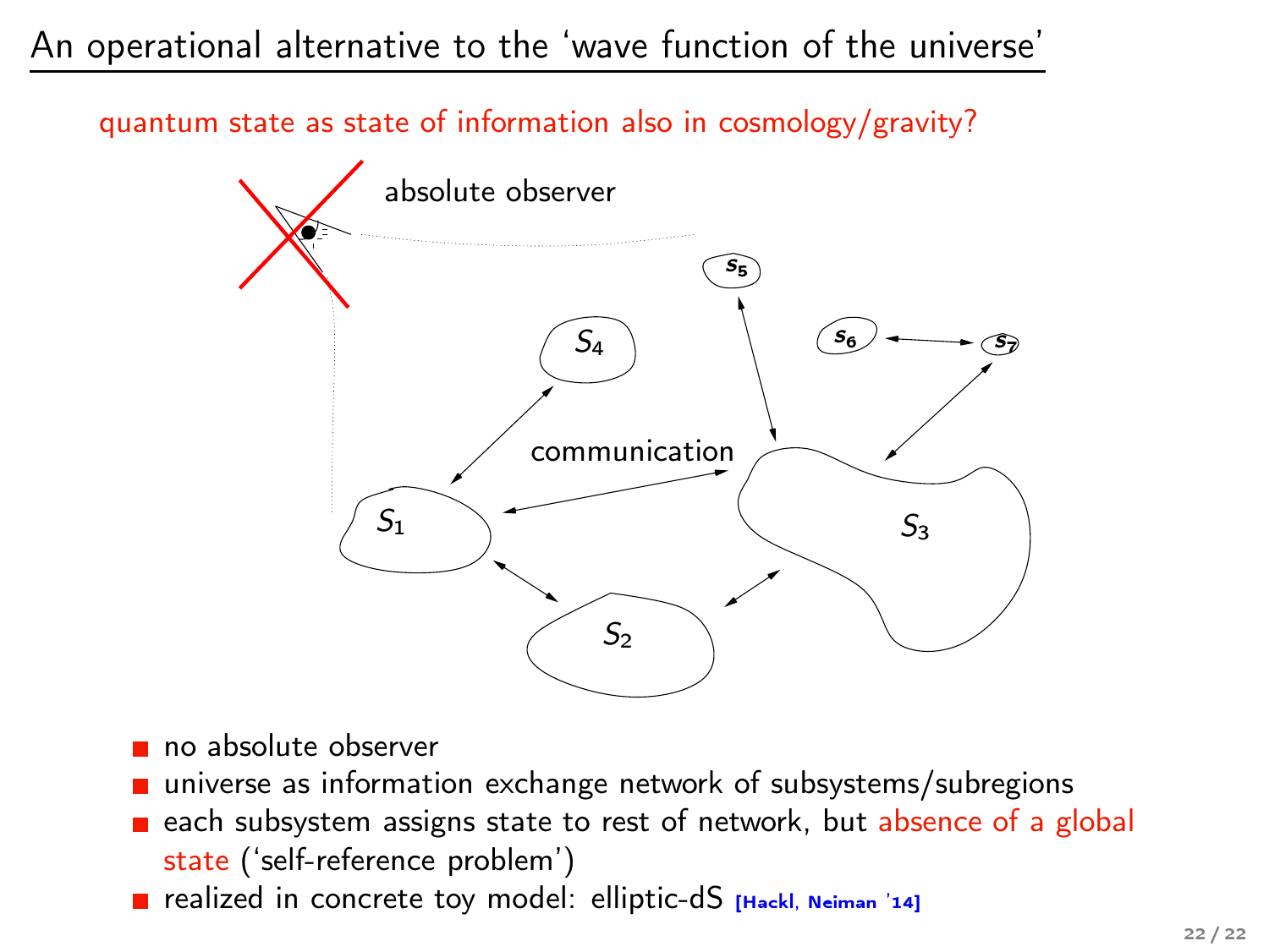# An operational alternative to the 'wave function of the universe'

quantum state as state of information also in cosmology/gravity?

absolute observer

communication

$S_1$

$S_2$

$S_3$

$S_4$

$s_5$

$s_6$

$s_7$

- no absolute observer
- universe as information exchange network of subsystems/subregions
- each subsystem assigns state to rest of network, but absence of a global state ('self-reference problem')
- realized in concrete toy model: elliptic-dS [Hackl, Neiman '14]